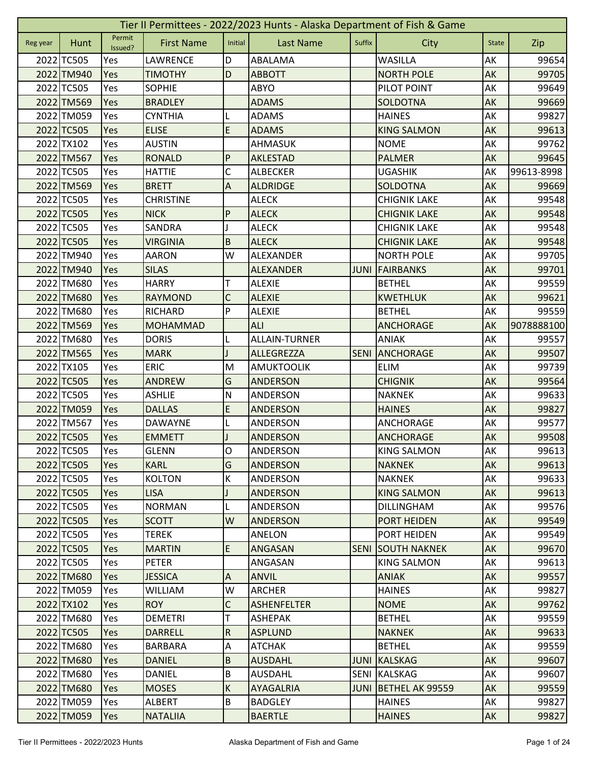# Tier II Permittees - 2022/2023 Hunts - Alaska Department of Fish & Game

| Reg year | Hunt | Permit Issued? | First Name | Initial | Last Name | Suffix | City | State | Zip |
|---|---|---|---|---|---|---|---|---|---|
| 2022 | TC505 | Yes | LAWRENCE | D | ABALAMA | | WASILLA | AK | 99654 |
| 2022 | TM940 | Yes | TIMOTHY | D | ABBOTT | | NORTH POLE | AK | 99705 |
| 2022 | TC505 | Yes | SOPHIE | | ABYO | | PILOT POINT | AK | 99649 |
| 2022 | TM569 | Yes | BRADLEY | | ADAMS | | SOLDOTNA | AK | 99669 |
| 2022 | TM059 | Yes | CYNTHIA | L | ADAMS | | HAINES | AK | 99827 |
| 2022 | TC505 | Yes | ELISE | E | ADAMS | | KING SALMON | AK | 99613 |
| 2022 | TX102 | Yes | AUSTIN | | AHMASUK | | NOME | AK | 99762 |
| 2022 | TM567 | Yes | RONALD | P | AKLESTAD | | PALMER | AK | 99645 |
| 2022 | TC505 | Yes | HATTIE | C | ALBECKER | | UGASHIK | AK | 99613-8998 |
| 2022 | TM569 | Yes | BRETT | A | ALDRIDGE | | SOLDOTNA | AK | 99669 |
| 2022 | TC505 | Yes | CHRISTINE | | ALECK | | CHIGNIK LAKE | AK | 99548 |
| 2022 | TC505 | Yes | NICK | P | ALECK | | CHIGNIK LAKE | AK | 99548 |
| 2022 | TC505 | Yes | SANDRA | J | ALECK | | CHIGNIK LAKE | AK | 99548 |
| 2022 | TC505 | Yes | VIRGINIA | B | ALECK | | CHIGNIK LAKE | AK | 99548 |
| 2022 | TM940 | Yes | AARON | W | ALEXANDER | | NORTH POLE | AK | 99705 |
| 2022 | TM940 | Yes | SILAS | | ALEXANDER | JUNI | FAIRBANKS | AK | 99701 |
| 2022 | TM680 | Yes | HARRY | T | ALEXIE | | BETHEL | AK | 99559 |
| 2022 | TM680 | Yes | RAYMOND | C | ALEXIE | | KWETHLUK | AK | 99621 |
| 2022 | TM680 | Yes | RICHARD | P | ALEXIE | | BETHEL | AK | 99559 |
| 2022 | TM569 | Yes | MOHAMMAD | | ALI | | ANCHORAGE | AK | 9078888100 |
| 2022 | TM680 | Yes | DORIS | L | ALLAIN-TURNER | | ANIAK | AK | 99557 |
| 2022 | TM565 | Yes | MARK | J | ALLEGREZZA | SENI | ANCHORAGE | AK | 99507 |
| 2022 | TX105 | Yes | ERIC | M | AMUKTOOLIK | | ELIM | AK | 99739 |
| 2022 | TC505 | Yes | ANDREW | G | ANDERSON | | CHIGNIK | AK | 99564 |
| 2022 | TC505 | Yes | ASHLIE | N | ANDERSON | | NAKNEK | AK | 99633 |
| 2022 | TM059 | Yes | DALLAS | E | ANDERSON | | HAINES | AK | 99827 |
| 2022 | TM567 | Yes | DAWAYNE | L | ANDERSON | | ANCHORAGE | AK | 99577 |
| 2022 | TC505 | Yes | EMMETT | J | ANDERSON | | ANCHORAGE | AK | 99508 |
| 2022 | TC505 | Yes | GLENN | O | ANDERSON | | KING SALMON | AK | 99613 |
| 2022 | TC505 | Yes | KARL | G | ANDERSON | | NAKNEK | AK | 99613 |
| 2022 | TC505 | Yes | KOLTON | K | ANDERSON | | NAKNEK | AK | 99633 |
| 2022 | TC505 | Yes | LISA | J | ANDERSON | | KING SALMON | AK | 99613 |
| 2022 | TC505 | Yes | NORMAN | L | ANDERSON | | DILLINGHAM | AK | 99576 |
| 2022 | TC505 | Yes | SCOTT | W | ANDERSON | | PORT HEIDEN | AK | 99549 |
| 2022 | TC505 | Yes | TEREK | | ANELON | | PORT HEIDEN | AK | 99549 |
| 2022 | TC505 | Yes | MARTIN | E | ANGASAN | SENI | SOUTH NAKNEK | AK | 99670 |
| 2022 | TC505 | Yes | PETER | | ANGASAN | | KING SALMON | AK | 99613 |
| 2022 | TM680 | Yes | JESSICA | A | ANVIL | | ANIAK | AK | 99557 |
| 2022 | TM059 | Yes | WILLIAM | W | ARCHER | | HAINES | AK | 99827 |
| 2022 | TX102 | Yes | ROY | C | ASHENFELTER | | NOME | AK | 99762 |
| 2022 | TM680 | Yes | DEMETRI | T | ASHEPAK | | BETHEL | AK | 99559 |
| 2022 | TC505 | Yes | DARRELL | R | ASPLUND | | NAKNEK | AK | 99633 |
| 2022 | TM680 | Yes | BARBARA | A | ATCHAK | | BETHEL | AK | 99559 |
| 2022 | TM680 | Yes | DANIEL | B | AUSDAHL | JUNI | KALSKAG | AK | 99607 |
| 2022 | TM680 | Yes | DANIEL | B | AUSDAHL | SENI | KALSKAG | AK | 99607 |
| 2022 | TM680 | Yes | MOSES | K | AYAGALRIA | JUNI | BETHEL AK 99559 | AK | 99559 |
| 2022 | TM059 | Yes | ALBERT | B | BADGLEY | | HAINES | AK | 99827 |
| 2022 | TM059 | Yes | NATALIIA | | BAERTLE | | HAINES | AK | 99827 |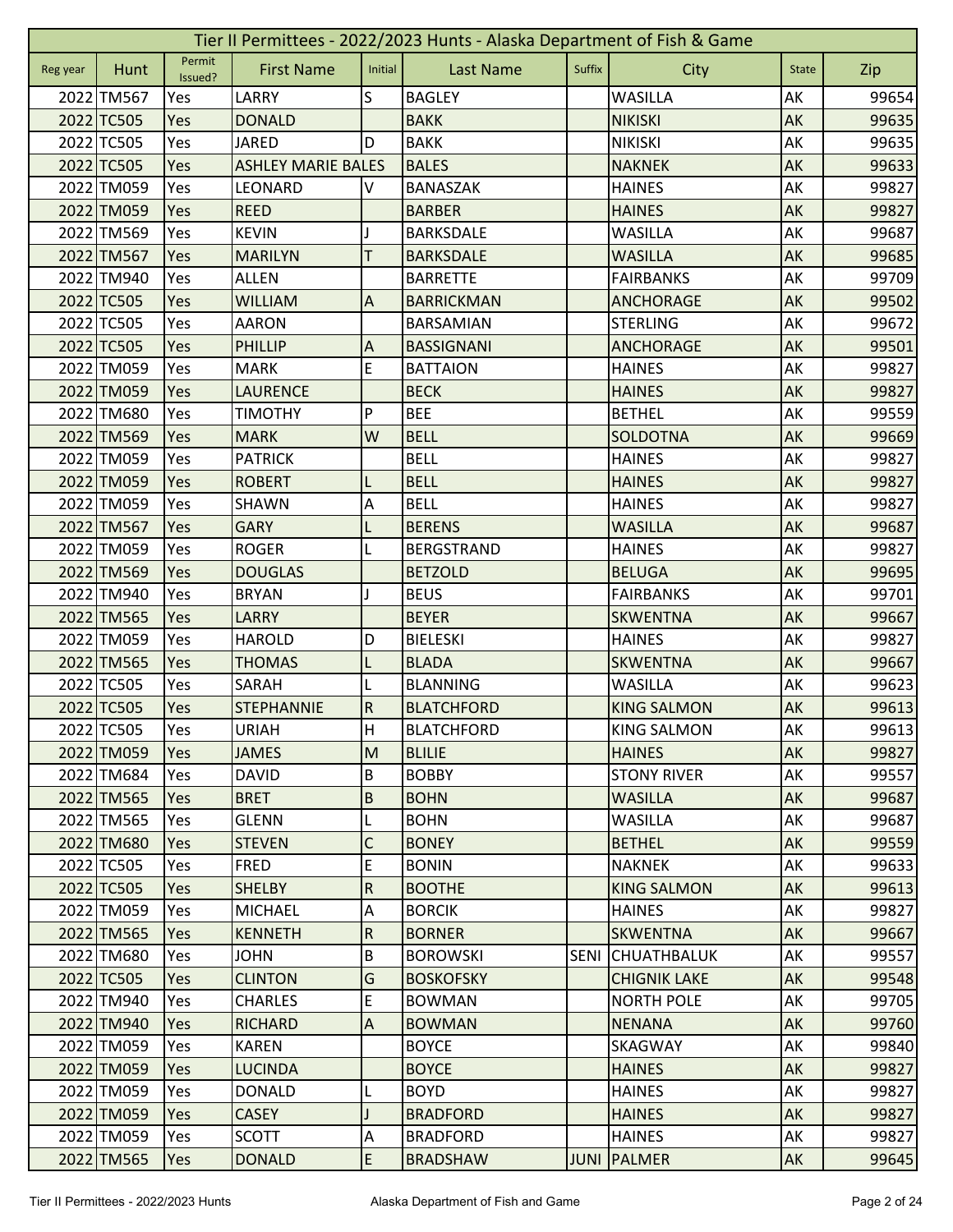# Tier II Permittees - 2022/2023 Hunts - Alaska Department of Fish & Game

| Reg year | Hunt | Permit Issued? | First Name | Initial | Last Name | Suffix | City | State | Zip |
|---|---|---|---|---|---|---|---|---|---|
| 2022 | TM567 | Yes | LARRY | S | BAGLEY | | WASILLA | AK | 99654 |
| 2022 | TC505 | Yes | DONALD | | BAKK | | NIKISKI | AK | 99635 |
| 2022 | TC505 | Yes | JARED | D | BAKK | | NIKISKI | AK | 99635 |
| 2022 | TC505 | Yes | ASHLEY MARIE BALES | | BALES | | NAKNEK | AK | 99633 |
| 2022 | TM059 | Yes | LEONARD | V | BANASZAK | | HAINES | AK | 99827 |
| 2022 | TM059 | Yes | REED | | BARBER | | HAINES | AK | 99827 |
| 2022 | TM569 | Yes | KEVIN | J | BARKSDALE | | WASILLA | AK | 99687 |
| 2022 | TM567 | Yes | MARILYN | T | BARKSDALE | | WASILLA | AK | 99685 |
| 2022 | TM940 | Yes | ALLEN | | BARRETTE | | FAIRBANKS | AK | 99709 |
| 2022 | TC505 | Yes | WILLIAM | A | BARRICKMAN | | ANCHORAGE | AK | 99502 |
| 2022 | TC505 | Yes | AARON | | BARSAMIAN | | STERLING | AK | 99672 |
| 2022 | TC505 | Yes | PHILLIP | A | BASSIGNANI | | ANCHORAGE | AK | 99501 |
| 2022 | TM059 | Yes | MARK | E | BATTAION | | HAINES | AK | 99827 |
| 2022 | TM059 | Yes | LAURENCE | | BECK | | HAINES | AK | 99827 |
| 2022 | TM680 | Yes | TIMOTHY | P | BEE | | BETHEL | AK | 99559 |
| 2022 | TM569 | Yes | MARK | W | BELL | | SOLDOTNA | AK | 99669 |
| 2022 | TM059 | Yes | PATRICK | | BELL | | HAINES | AK | 99827 |
| 2022 | TM059 | Yes | ROBERT | L | BELL | | HAINES | AK | 99827 |
| 2022 | TM059 | Yes | SHAWN | A | BELL | | HAINES | AK | 99827 |
| 2022 | TM567 | Yes | GARY | L | BERENS | | WASILLA | AK | 99687 |
| 2022 | TM059 | Yes | ROGER | L | BERGSTRAND | | HAINES | AK | 99827 |
| 2022 | TM569 | Yes | DOUGLAS | | BETZOLD | | BELUGA | AK | 99695 |
| 2022 | TM940 | Yes | BRYAN | J | BEUS | | FAIRBANKS | AK | 99701 |
| 2022 | TM565 | Yes | LARRY | | BEYER | | SKWENTNA | AK | 99667 |
| 2022 | TM059 | Yes | HAROLD | D | BIELESKI | | HAINES | AK | 99827 |
| 2022 | TM565 | Yes | THOMAS | L | BLADA | | SKWENTNA | AK | 99667 |
| 2022 | TC505 | Yes | SARAH | L | BLANNING | | WASILLA | AK | 99623 |
| 2022 | TC505 | Yes | STEPHANNIE | R | BLATCHFORD | | KING SALMON | AK | 99613 |
| 2022 | TC505 | Yes | URIAH | H | BLATCHFORD | | KING SALMON | AK | 99613 |
| 2022 | TM059 | Yes | JAMES | M | BLILIE | | HAINES | AK | 99827 |
| 2022 | TM684 | Yes | DAVID | B | BOBBY | | STONY RIVER | AK | 99557 |
| 2022 | TM565 | Yes | BRET | B | BOHN | | WASILLA | AK | 99687 |
| 2022 | TM565 | Yes | GLENN | L | BOHN | | WASILLA | AK | 99687 |
| 2022 | TM680 | Yes | STEVEN | C | BONEY | | BETHEL | AK | 99559 |
| 2022 | TC505 | Yes | FRED | E | BONIN | | NAKNEK | AK | 99633 |
| 2022 | TC505 | Yes | SHELBY | R | BOOTHE | | KING SALMON | AK | 99613 |
| 2022 | TM059 | Yes | MICHAEL | A | BORCIK | | HAINES | AK | 99827 |
| 2022 | TM565 | Yes | KENNETH | R | BORNER | | SKWENTNA | AK | 99667 |
| 2022 | TM680 | Yes | JOHN | B | BOROWSKI | SENI | CHUATHBALUK | AK | 99557 |
| 2022 | TC505 | Yes | CLINTON | G | BOSKOFSKY | | CHIGNIK LAKE | AK | 99548 |
| 2022 | TM940 | Yes | CHARLES | E | BOWMAN | | NORTH POLE | AK | 99705 |
| 2022 | TM940 | Yes | RICHARD | A | BOWMAN | | NENANA | AK | 99760 |
| 2022 | TM059 | Yes | KAREN | | BOYCE | | SKAGWAY | AK | 99840 |
| 2022 | TM059 | Yes | LUCINDA | | BOYCE | | HAINES | AK | 99827 |
| 2022 | TM059 | Yes | DONALD | L | BOYD | | HAINES | AK | 99827 |
| 2022 | TM059 | Yes | CASEY | J | BRADFORD | | HAINES | AK | 99827 |
| 2022 | TM059 | Yes | SCOTT | A | BRADFORD | | HAINES | AK | 99827 |
| 2022 | TM565 | Yes | DONALD | E | BRADSHAW | JUNI | PALMER | AK | 99645 |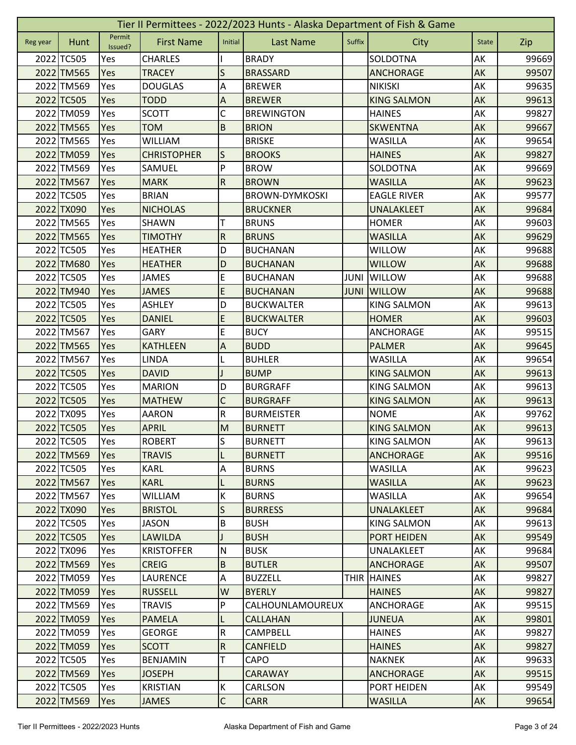# Tier II Permittees - 2022/2023 Hunts - Alaska Department of Fish & Game

| Reg year | Hunt | Permit Issued? | First Name | Initial | Last Name | Suffix | City | State | Zip |
|---|---|---|---|---|---|---|---|---|---|
| 2022 | TC505 | Yes | CHARLES | I | BRADY | | SOLDOTNA | AK | 99669 |
| 2022 | TM565 | Yes | TRACEY | S | BRASSARD | | ANCHORAGE | AK | 99507 |
| 2022 | TM569 | Yes | DOUGLAS | A | BREWER | | NIKISKI | AK | 99635 |
| 2022 | TC505 | Yes | TODD | A | BREWER | | KING SALMON | AK | 99613 |
| 2022 | TM059 | Yes | SCOTT | C | BREWINGTON | | HAINES | AK | 99827 |
| 2022 | TM565 | Yes | TOM | B | BRION | | SKWENTNA | AK | 99667 |
| 2022 | TM565 | Yes | WILLIAM | | BRISKE | | WASILLA | AK | 99654 |
| 2022 | TM059 | Yes | CHRISTOPHER | S | BROOKS | | HAINES | AK | 99827 |
| 2022 | TM569 | Yes | SAMUEL | P | BROW | | SOLDOTNA | AK | 99669 |
| 2022 | TM567 | Yes | MARK | R | BROWN | | WASILLA | AK | 99623 |
| 2022 | TC505 | Yes | BRIAN | | BROWN-DYMKOSKI | | EAGLE RIVER | AK | 99577 |
| 2022 | TX090 | Yes | NICHOLAS | | BRUCKNER | | UNALAKLEET | AK | 99684 |
| 2022 | TM565 | Yes | SHAWN | T | BRUNS | | HOMER | AK | 99603 |
| 2022 | TM565 | Yes | TIMOTHY | R | BRUNS | | WASILLA | AK | 99629 |
| 2022 | TC505 | Yes | HEATHER | D | BUCHANAN | | WILLOW | AK | 99688 |
| 2022 | TM680 | Yes | HEATHER | D | BUCHANAN | | WILLOW | AK | 99688 |
| 2022 | TC505 | Yes | JAMES | E | BUCHANAN | JUNI | WILLOW | AK | 99688 |
| 2022 | TM940 | Yes | JAMES | E | BUCHANAN | JUNI | WILLOW | AK | 99688 |
| 2022 | TC505 | Yes | ASHLEY | D | BUCKWALTER | | KING SALMON | AK | 99613 |
| 2022 | TC505 | Yes | DANIEL | E | BUCKWALTER | | HOMER | AK | 99603 |
| 2022 | TM567 | Yes | GARY | E | BUCY | | ANCHORAGE | AK | 99515 |
| 2022 | TM565 | Yes | KATHLEEN | A | BUDD | | PALMER | AK | 99645 |
| 2022 | TM567 | Yes | LINDA | L | BUHLER | | WASILLA | AK | 99654 |
| 2022 | TC505 | Yes | DAVID | J | BUMP | | KING SALMON | AK | 99613 |
| 2022 | TC505 | Yes | MARION | D | BURGRAFF | | KING SALMON | AK | 99613 |
| 2022 | TC505 | Yes | MATHEW | C | BURGRAFF | | KING SALMON | AK | 99613 |
| 2022 | TX095 | Yes | AARON | R | BURMEISTER | | NOME | AK | 99762 |
| 2022 | TC505 | Yes | APRIL | M | BURNETT | | KING SALMON | AK | 99613 |
| 2022 | TC505 | Yes | ROBERT | S | BURNETT | | KING SALMON | AK | 99613 |
| 2022 | TM569 | Yes | TRAVIS | L | BURNETT | | ANCHORAGE | AK | 99516 |
| 2022 | TC505 | Yes | KARL | A | BURNS | | WASILLA | AK | 99623 |
| 2022 | TM567 | Yes | KARL | L | BURNS | | WASILLA | AK | 99623 |
| 2022 | TM567 | Yes | WILLIAM | K | BURNS | | WASILLA | AK | 99654 |
| 2022 | TX090 | Yes | BRISTOL | S | BURRESS | | UNALAKLEET | AK | 99684 |
| 2022 | TC505 | Yes | JASON | B | BUSH | | KING SALMON | AK | 99613 |
| 2022 | TC505 | Yes | LAWILDA | J | BUSH | | PORT HEIDEN | AK | 99549 |
| 2022 | TX096 | Yes | KRISTOFFER | N | BUSK | | UNALAKLEET | AK | 99684 |
| 2022 | TM569 | Yes | CREIG | B | BUTLER | | ANCHORAGE | AK | 99507 |
| 2022 | TM059 | Yes | LAURENCE | A | BUZZELL | THIR | HAINES | AK | 99827 |
| 2022 | TM059 | Yes | RUSSELL | W | BYERLY | | HAINES | AK | 99827 |
| 2022 | TM569 | Yes | TRAVIS | P | CALHOUNLAMOUREUX | | ANCHORAGE | AK | 99515 |
| 2022 | TM059 | Yes | PAMELA | L | CALLAHAN | | JUNEUA | AK | 99801 |
| 2022 | TM059 | Yes | GEORGE | R | CAMPBELL | | HAINES | AK | 99827 |
| 2022 | TM059 | Yes | SCOTT | R | CANFIELD | | HAINES | AK | 99827 |
| 2022 | TC505 | Yes | BENJAMIN | T | CAPO | | NAKNEK | AK | 99633 |
| 2022 | TM569 | Yes | JOSEPH | | CARAWAY | | ANCHORAGE | AK | 99515 |
| 2022 | TC505 | Yes | KRISTIAN | K | CARLSON | | PORT HEIDEN | AK | 99549 |
| 2022 | TM569 | Yes | JAMES | C | CARR | | WASILLA | AK | 99654 |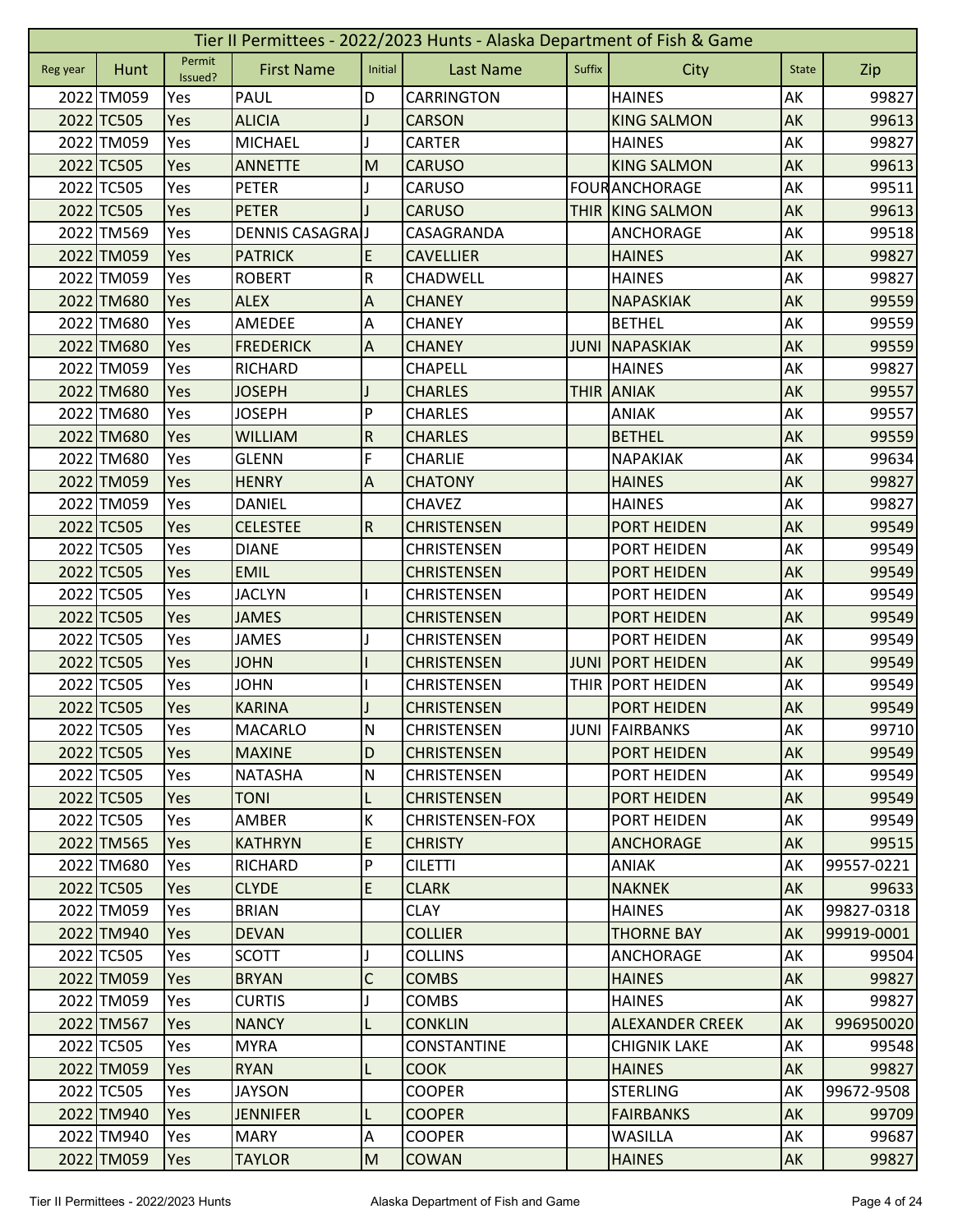# Tier II Permittees - 2022/2023 Hunts - Alaska Department of Fish & Game

| Reg year | Hunt | Permit Issued? | First Name | Initial | Last Name | Suffix | City | State | Zip |
|---|---|---|---|---|---|---|---|---|---|
| 2022 | TM059 | Yes | PAUL | D | CARRINGTON | | HAINES | AK | 99827 |
| 2022 | TC505 | Yes | ALICIA | J | CARSON | | KING SALMON | AK | 99613 |
| 2022 | TM059 | Yes | MICHAEL | J | CARTER | | HAINES | AK | 99827 |
| 2022 | TC505 | Yes | ANNETTE | M | CARUSO | | KING SALMON | AK | 99613 |
| 2022 | TC505 | Yes | PETER | J | CARUSO | FOUR | ANCHORAGE | AK | 99511 |
| 2022 | TC505 | Yes | PETER | J | CARUSO | THIR | KING SALMON | AK | 99613 |
| 2022 | TM569 | Yes | DENNIS CASAGRA | J | CASAGRANDA | | ANCHORAGE | AK | 99518 |
| 2022 | TM059 | Yes | PATRICK | E | CAVELLIER | | HAINES | AK | 99827 |
| 2022 | TM059 | Yes | ROBERT | R | CHADWELL | | HAINES | AK | 99827 |
| 2022 | TM680 | Yes | ALEX | A | CHANEY | | NAPASKIAK | AK | 99559 |
| 2022 | TM680 | Yes | AMEDEE | A | CHANEY | | BETHEL | AK | 99559 |
| 2022 | TM680 | Yes | FREDERICK | A | CHANEY | JUNI | NAPASKIAK | AK | 99559 |
| 2022 | TM059 | Yes | RICHARD | | CHAPELL | | HAINES | AK | 99827 |
| 2022 | TM680 | Yes | JOSEPH | J | CHARLES | THIR | ANIAK | AK | 99557 |
| 2022 | TM680 | Yes | JOSEPH | P | CHARLES | | ANIAK | AK | 99557 |
| 2022 | TM680 | Yes | WILLIAM | R | CHARLES | | BETHEL | AK | 99559 |
| 2022 | TM680 | Yes | GLENN | F | CHARLIE | | NAPAKIAK | AK | 99634 |
| 2022 | TM059 | Yes | HENRY | A | CHATONY | | HAINES | AK | 99827 |
| 2022 | TM059 | Yes | DANIEL | | CHAVEZ | | HAINES | AK | 99827 |
| 2022 | TC505 | Yes | CELESTEE | R | CHRISTENSEN | | PORT HEIDEN | AK | 99549 |
| 2022 | TC505 | Yes | DIANE | | CHRISTENSEN | | PORT HEIDEN | AK | 99549 |
| 2022 | TC505 | Yes | EMIL | | CHRISTENSEN | | PORT HEIDEN | AK | 99549 |
| 2022 | TC505 | Yes | JACLYN | I | CHRISTENSEN | | PORT HEIDEN | AK | 99549 |
| 2022 | TC505 | Yes | JAMES | | CHRISTENSEN | | PORT HEIDEN | AK | 99549 |
| 2022 | TC505 | Yes | JAMES | J | CHRISTENSEN | | PORT HEIDEN | AK | 99549 |
| 2022 | TC505 | Yes | JOHN | I | CHRISTENSEN | JUNI | PORT HEIDEN | AK | 99549 |
| 2022 | TC505 | Yes | JOHN | I | CHRISTENSEN | THIR | PORT HEIDEN | AK | 99549 |
| 2022 | TC505 | Yes | KARINA | J | CHRISTENSEN | | PORT HEIDEN | AK | 99549 |
| 2022 | TC505 | Yes | MACARLO | N | CHRISTENSEN | JUNI | FAIRBANKS | AK | 99710 |
| 2022 | TC505 | Yes | MAXINE | D | CHRISTENSEN | | PORT HEIDEN | AK | 99549 |
| 2022 | TC505 | Yes | NATASHA | N | CHRISTENSEN | | PORT HEIDEN | AK | 99549 |
| 2022 | TC505 | Yes | TONI | L | CHRISTENSEN | | PORT HEIDEN | AK | 99549 |
| 2022 | TC505 | Yes | AMBER | K | CHRISTENSEN-FOX | | PORT HEIDEN | AK | 99549 |
| 2022 | TM565 | Yes | KATHRYN | E | CHRISTY | | ANCHORAGE | AK | 99515 |
| 2022 | TM680 | Yes | RICHARD | P | CILETTI | | ANIAK | AK | 99557-0221 |
| 2022 | TC505 | Yes | CLYDE | E | CLARK | | NAKNEK | AK | 99633 |
| 2022 | TM059 | Yes | BRIAN | | CLAY | | HAINES | AK | 99827-0318 |
| 2022 | TM940 | Yes | DEVAN | | COLLIER | | THORNE BAY | AK | 99919-0001 |
| 2022 | TC505 | Yes | SCOTT | J | COLLINS | | ANCHORAGE | AK | 99504 |
| 2022 | TM059 | Yes | BRYAN | C | COMBS | | HAINES | AK | 99827 |
| 2022 | TM059 | Yes | CURTIS | J | COMBS | | HAINES | AK | 99827 |
| 2022 | TM567 | Yes | NANCY | L | CONKLIN | | ALEXANDER CREEK | AK | 996950020 |
| 2022 | TC505 | Yes | MYRA | | CONSTANTINE | | CHIGNIK LAKE | AK | 99548 |
| 2022 | TM059 | Yes | RYAN | L | COOK | | HAINES | AK | 99827 |
| 2022 | TC505 | Yes | JAYSON | | COOPER | | STERLING | AK | 99672-9508 |
| 2022 | TM940 | Yes | JENNIFER | L | COOPER | | FAIRBANKS | AK | 99709 |
| 2022 | TM940 | Yes | MARY | A | COOPER | | WASILLA | AK | 99687 |
| 2022 | TM059 | Yes | TAYLOR | M | COWAN | | HAINES | AK | 99827 |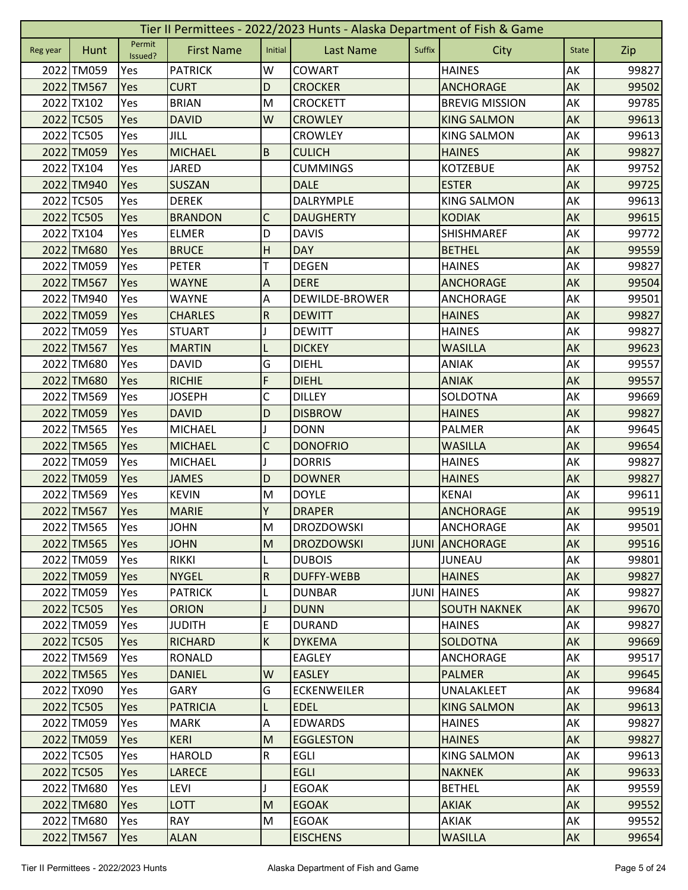# Tier II Permittees - 2022/2023 Hunts - Alaska Department of Fish & Game

| Reg year | Hunt | Permit Issued? | First Name | Initial | Last Name | Suffix | City | State | Zip |
|---|---|---|---|---|---|---|---|---|---|
| 2022 | TM059 | Yes | PATRICK | W | COWART | | HAINES | AK | 99827 |
| 2022 | TM567 | Yes | CURT | D | CROCKER | | ANCHORAGE | AK | 99502 |
| 2022 | TX102 | Yes | BRIAN | M | CROCKETT | | BREVIG MISSION | AK | 99785 |
| 2022 | TC505 | Yes | DAVID | W | CROWLEY | | KING SALMON | AK | 99613 |
| 2022 | TC505 | Yes | JILL | | CROWLEY | | KING SALMON | AK | 99613 |
| 2022 | TM059 | Yes | MICHAEL | B | CULICH | | HAINES | AK | 99827 |
| 2022 | TX104 | Yes | JARED | | CUMMINGS | | KOTZEBUE | AK | 99752 |
| 2022 | TM940 | Yes | SUSZAN | | DALE | | ESTER | AK | 99725 |
| 2022 | TC505 | Yes | DEREK | | DALRYMPLE | | KING SALMON | AK | 99613 |
| 2022 | TC505 | Yes | BRANDON | C | DAUGHERTY | | KODIAK | AK | 99615 |
| 2022 | TX104 | Yes | ELMER | D | DAVIS | | SHISHMAREF | AK | 99772 |
| 2022 | TM680 | Yes | BRUCE | H | DAY | | BETHEL | AK | 99559 |
| 2022 | TM059 | Yes | PETER | T | DEGEN | | HAINES | AK | 99827 |
| 2022 | TM567 | Yes | WAYNE | A | DERE | | ANCHORAGE | AK | 99504 |
| 2022 | TM940 | Yes | WAYNE | A | DEWILDE-BROWER | | ANCHORAGE | AK | 99501 |
| 2022 | TM059 | Yes | CHARLES | R | DEWITT | | HAINES | AK | 99827 |
| 2022 | TM059 | Yes | STUART | J | DEWITT | | HAINES | AK | 99827 |
| 2022 | TM567 | Yes | MARTIN | L | DICKEY | | WASILLA | AK | 99623 |
| 2022 | TM680 | Yes | DAVID | G | DIEHL | | ANIAK | AK | 99557 |
| 2022 | TM680 | Yes | RICHIE | F | DIEHL | | ANIAK | AK | 99557 |
| 2022 | TM569 | Yes | JOSEPH | C | DILLEY | | SOLDOTNA | AK | 99669 |
| 2022 | TM059 | Yes | DAVID | D | DISBROW | | HAINES | AK | 99827 |
| 2022 | TM565 | Yes | MICHAEL | J | DONN | | PALMER | AK | 99645 |
| 2022 | TM565 | Yes | MICHAEL | C | DONOFRIO | | WASILLA | AK | 99654 |
| 2022 | TM059 | Yes | MICHAEL | J | DORRIS | | HAINES | AK | 99827 |
| 2022 | TM059 | Yes | JAMES | D | DOWNER | | HAINES | AK | 99827 |
| 2022 | TM569 | Yes | KEVIN | M | DOYLE | | KENAI | AK | 99611 |
| 2022 | TM567 | Yes | MARIE | Y | DRAPER | | ANCHORAGE | AK | 99519 |
| 2022 | TM565 | Yes | JOHN | M | DROZDOWSKI | | ANCHORAGE | AK | 99501 |
| 2022 | TM565 | Yes | JOHN | M | DROZDOWSKI | JUNI | ANCHORAGE | AK | 99516 |
| 2022 | TM059 | Yes | RIKKI | L | DUBOIS | | JUNEAU | AK | 99801 |
| 2022 | TM059 | Yes | NYGEL | R | DUFFY-WEBB | | HAINES | AK | 99827 |
| 2022 | TM059 | Yes | PATRICK | L | DUNBAR | JUNI | HAINES | AK | 99827 |
| 2022 | TC505 | Yes | ORION | J | DUNN | | SOUTH NAKNEK | AK | 99670 |
| 2022 | TM059 | Yes | JUDITH | E | DURAND | | HAINES | AK | 99827 |
| 2022 | TC505 | Yes | RICHARD | K | DYKEMA | | SOLDOTNA | AK | 99669 |
| 2022 | TM569 | Yes | RONALD | | EAGLEY | | ANCHORAGE | AK | 99517 |
| 2022 | TM565 | Yes | DANIEL | W | EASLEY | | PALMER | AK | 99645 |
| 2022 | TX090 | Yes | GARY | G | ECKENWEILER | | UNALAKLEET | AK | 99684 |
| 2022 | TC505 | Yes | PATRICIA | L | EDEL | | KING SALMON | AK | 99613 |
| 2022 | TM059 | Yes | MARK | A | EDWARDS | | HAINES | AK | 99827 |
| 2022 | TM059 | Yes | KERI | M | EGGLESTON | | HAINES | AK | 99827 |
| 2022 | TC505 | Yes | HAROLD | R | EGLI | | KING SALMON | AK | 99613 |
| 2022 | TC505 | Yes | LARECE | | EGLI | | NAKNEK | AK | 99633 |
| 2022 | TM680 | Yes | LEVI | J | EGOAK | | BETHEL | AK | 99559 |
| 2022 | TM680 | Yes | LOTT | M | EGOAK | | AKIAK | AK | 99552 |
| 2022 | TM680 | Yes | RAY | M | EGOAK | | AKIAK | AK | 99552 |
| 2022 | TM567 | Yes | ALAN | | EISCHENS | | WASILLA | AK | 99654 |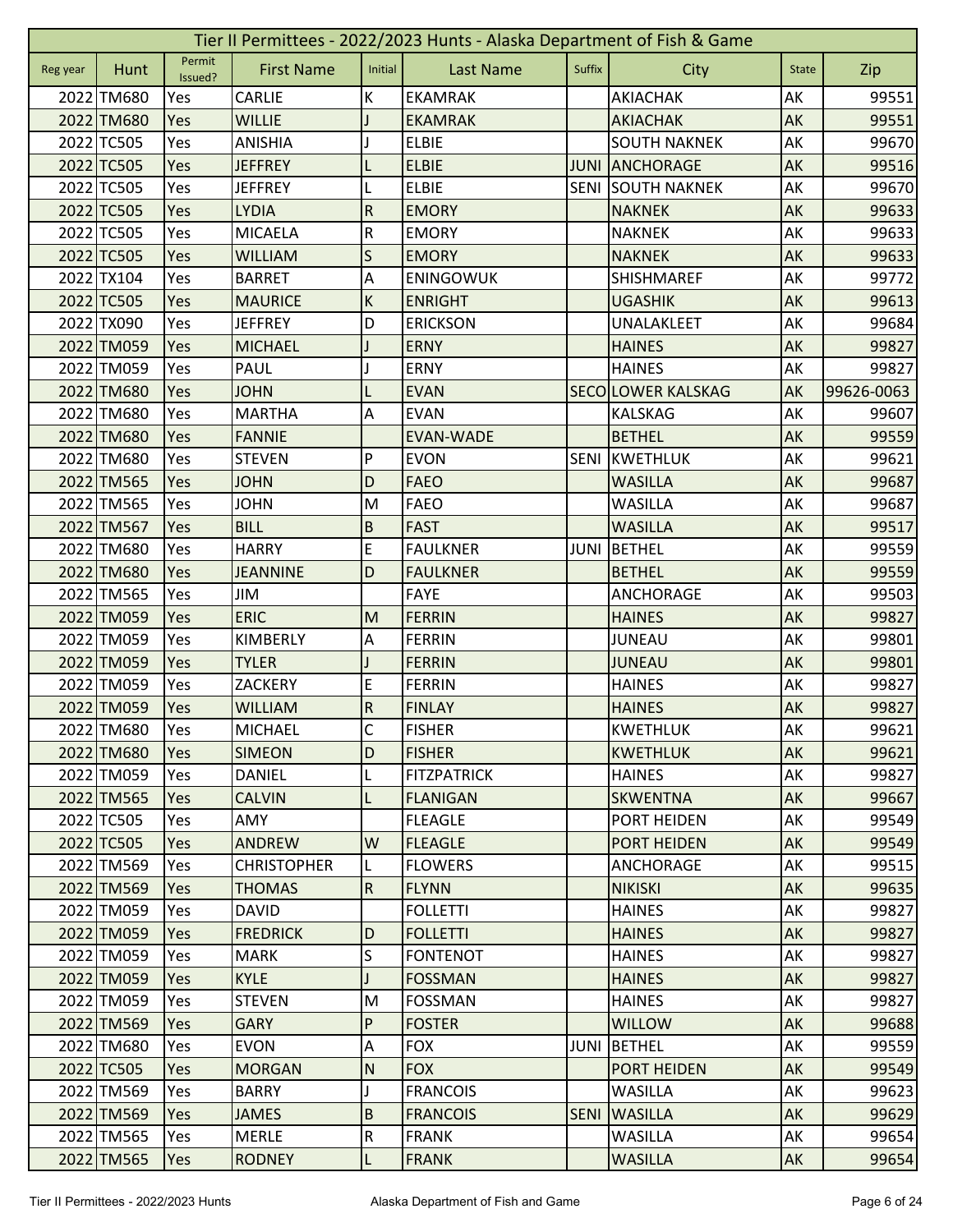# Tier II Permittees - 2022/2023 Hunts - Alaska Department of Fish & Game

| Reg year | Hunt | Permit Issued? | First Name | Initial | Last Name | Suffix | City | State | Zip |
|---|---|---|---|---|---|---|---|---|---|
| 2022 | TM680 | Yes | CARLIE | K | EKAMRAK | | AKIACHAK | AK | 99551 |
| 2022 | TM680 | Yes | WILLIE | J | EKAMRAK | | AKIACHAK | AK | 99551 |
| 2022 | TC505 | Yes | ANISHIA | J | ELBIE | | SOUTH NAKNEK | AK | 99670 |
| 2022 | TC505 | Yes | JEFFREY | L | ELBIE | JUNI | ANCHORAGE | AK | 99516 |
| 2022 | TC505 | Yes | JEFFREY | L | ELBIE | SENI | SOUTH NAKNEK | AK | 99670 |
| 2022 | TC505 | Yes | LYDIA | R | EMORY | | NAKNEK | AK | 99633 |
| 2022 | TC505 | Yes | MICAELA | R | EMORY | | NAKNEK | AK | 99633 |
| 2022 | TC505 | Yes | WILLIAM | S | EMORY | | NAKNEK | AK | 99633 |
| 2022 | TX104 | Yes | BARRET | A | ENINGOWUK | | SHISHMAREF | AK | 99772 |
| 2022 | TC505 | Yes | MAURICE | K | ENRIGHT | | UGASHIK | AK | 99613 |
| 2022 | TX090 | Yes | JEFFREY | D | ERICKSON | | UNALAKLEET | AK | 99684 |
| 2022 | TM059 | Yes | MICHAEL | J | ERNY | | HAINES | AK | 99827 |
| 2022 | TM059 | Yes | PAUL | J | ERNY | | HAINES | AK | 99827 |
| 2022 | TM680 | Yes | JOHN | L | EVAN | SECO | LOWER KALSKAG | AK | 99626-0063 |
| 2022 | TM680 | Yes | MARTHA | A | EVAN | | KALSKAG | AK | 99607 |
| 2022 | TM680 | Yes | FANNIE | | EVAN-WADE | | BETHEL | AK | 99559 |
| 2022 | TM680 | Yes | STEVEN | P | EVON | SENI | KWETHLUK | AK | 99621 |
| 2022 | TM565 | Yes | JOHN | D | FAEO | | WASILLA | AK | 99687 |
| 2022 | TM565 | Yes | JOHN | M | FAEO | | WASILLA | AK | 99687 |
| 2022 | TM567 | Yes | BILL | B | FAST | | WASILLA | AK | 99517 |
| 2022 | TM680 | Yes | HARRY | E | FAULKNER | JUNI | BETHEL | AK | 99559 |
| 2022 | TM680 | Yes | JEANNINE | D | FAULKNER | | BETHEL | AK | 99559 |
| 2022 | TM565 | Yes | JIM | | FAYE | | ANCHORAGE | AK | 99503 |
| 2022 | TM059 | Yes | ERIC | M | FERRIN | | HAINES | AK | 99827 |
| 2022 | TM059 | Yes | KIMBERLY | A | FERRIN | | JUNEAU | AK | 99801 |
| 2022 | TM059 | Yes | TYLER | J | FERRIN | | JUNEAU | AK | 99801 |
| 2022 | TM059 | Yes | ZACKERY | E | FERRIN | | HAINES | AK | 99827 |
| 2022 | TM059 | Yes | WILLIAM | R | FINLAY | | HAINES | AK | 99827 |
| 2022 | TM680 | Yes | MICHAEL | C | FISHER | | KWETHLUK | AK | 99621 |
| 2022 | TM680 | Yes | SIMEON | D | FISHER | | KWETHLUK | AK | 99621 |
| 2022 | TM059 | Yes | DANIEL | L | FITZPATRICK | | HAINES | AK | 99827 |
| 2022 | TM565 | Yes | CALVIN | L | FLANIGAN | | SKWENTNA | AK | 99667 |
| 2022 | TC505 | Yes | AMY | | FLEAGLE | | PORT HEIDEN | AK | 99549 |
| 2022 | TC505 | Yes | ANDREW | W | FLEAGLE | | PORT HEIDEN | AK | 99549 |
| 2022 | TM569 | Yes | CHRISTOPHER | L | FLOWERS | | ANCHORAGE | AK | 99515 |
| 2022 | TM569 | Yes | THOMAS | R | FLYNN | | NIKISKI | AK | 99635 |
| 2022 | TM059 | Yes | DAVID | | FOLLETTI | | HAINES | AK | 99827 |
| 2022 | TM059 | Yes | FREDRICK | D | FOLLETTI | | HAINES | AK | 99827 |
| 2022 | TM059 | Yes | MARK | S | FONTENOT | | HAINES | AK | 99827 |
| 2022 | TM059 | Yes | KYLE | J | FOSSMAN | | HAINES | AK | 99827 |
| 2022 | TM059 | Yes | STEVEN | M | FOSSMAN | | HAINES | AK | 99827 |
| 2022 | TM569 | Yes | GARY | P | FOSTER | | WILLOW | AK | 99688 |
| 2022 | TM680 | Yes | EVON | A | FOX | JUNI | BETHEL | AK | 99559 |
| 2022 | TC505 | Yes | MORGAN | N | FOX | | PORT HEIDEN | AK | 99549 |
| 2022 | TM569 | Yes | BARRY | J | FRANCOIS | | WASILLA | AK | 99623 |
| 2022 | TM569 | Yes | JAMES | B | FRANCOIS | SENI | WASILLA | AK | 99629 |
| 2022 | TM565 | Yes | MERLE | R | FRANK | | WASILLA | AK | 99654 |
| 2022 | TM565 | Yes | RODNEY | L | FRANK | | WASILLA | AK | 99654 |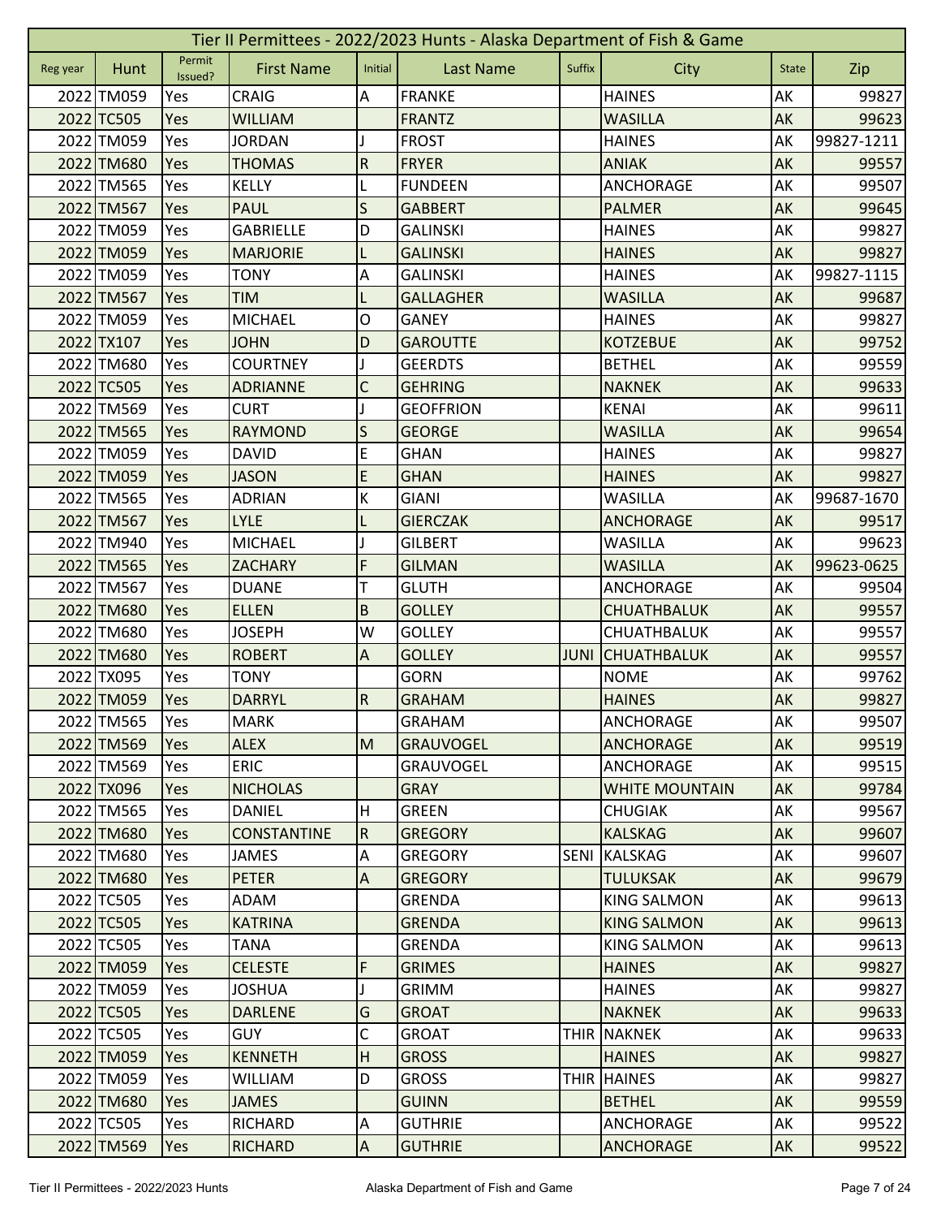# Tier II Permittees - 2022/2023 Hunts - Alaska Department of Fish & Game

| Reg year | Hunt | Permit Issued? | First Name | Initial | Last Name | Suffix | City | State | Zip |
|---|---|---|---|---|---|---|---|---|---|
| 2022 | TM059 | Yes | CRAIG | A | FRANKE | | HAINES | AK | 99827 |
| 2022 | TC505 | Yes | WILLIAM | | FRANTZ | | WASILLA | AK | 99623 |
| 2022 | TM059 | Yes | JORDAN | J | FROST | | HAINES | AK | 99827-1211 |
| 2022 | TM680 | Yes | THOMAS | R | FRYER | | ANIAK | AK | 99557 |
| 2022 | TM565 | Yes | KELLY | L | FUNDEEN | | ANCHORAGE | AK | 99507 |
| 2022 | TM567 | Yes | PAUL | S | GABBERT | | PALMER | AK | 99645 |
| 2022 | TM059 | Yes | GABRIELLE | D | GALINSKI | | HAINES | AK | 99827 |
| 2022 | TM059 | Yes | MARJORIE | L | GALINSKI | | HAINES | AK | 99827 |
| 2022 | TM059 | Yes | TONY | A | GALINSKI | | HAINES | AK | 99827-1115 |
| 2022 | TM567 | Yes | TIM | L | GALLAGHER | | WASILLA | AK | 99687 |
| 2022 | TM059 | Yes | MICHAEL | O | GANEY | | HAINES | AK | 99827 |
| 2022 | TX107 | Yes | JOHN | D | GAROUTTE | | KOTZEBUE | AK | 99752 |
| 2022 | TM680 | Yes | COURTNEY | J | GEERDTS | | BETHEL | AK | 99559 |
| 2022 | TC505 | Yes | ADRIANNE | C | GEHRING | | NAKNEK | AK | 99633 |
| 2022 | TM569 | Yes | CURT | J | GEOFFRION | | KENAI | AK | 99611 |
| 2022 | TM565 | Yes | RAYMOND | S | GEORGE | | WASILLA | AK | 99654 |
| 2022 | TM059 | Yes | DAVID | E | GHAN | | HAINES | AK | 99827 |
| 2022 | TM059 | Yes | JASON | E | GHAN | | HAINES | AK | 99827 |
| 2022 | TM565 | Yes | ADRIAN | K | GIANI | | WASILLA | AK | 99687-1670 |
| 2022 | TM567 | Yes | LYLE | L | GIERCZAK | | ANCHORAGE | AK | 99517 |
| 2022 | TM940 | Yes | MICHAEL | J | GILBERT | | WASILLA | AK | 99623 |
| 2022 | TM565 | Yes | ZACHARY | F | GILMAN | | WASILLA | AK | 99623-0625 |
| 2022 | TM567 | Yes | DUANE | T | GLUTH | | ANCHORAGE | AK | 99504 |
| 2022 | TM680 | Yes | ELLEN | B | GOLLEY | | CHUATHBALUK | AK | 99557 |
| 2022 | TM680 | Yes | JOSEPH | W | GOLLEY | | CHUATHBALUK | AK | 99557 |
| 2022 | TM680 | Yes | ROBERT | A | GOLLEY | JUNI | CHUATHBALUK | AK | 99557 |
| 2022 | TX095 | Yes | TONY | | GORN | | NOME | AK | 99762 |
| 2022 | TM059 | Yes | DARRYL | R | GRAHAM | | HAINES | AK | 99827 |
| 2022 | TM565 | Yes | MARK | | GRAHAM | | ANCHORAGE | AK | 99507 |
| 2022 | TM569 | Yes | ALEX | M | GRAUVOGEL | | ANCHORAGE | AK | 99519 |
| 2022 | TM569 | Yes | ERIC | | GRAUVOGEL | | ANCHORAGE | AK | 99515 |
| 2022 | TX096 | Yes | NICHOLAS | | GRAY | | WHITE MOUNTAIN | AK | 99784 |
| 2022 | TM565 | Yes | DANIEL | H | GREEN | | CHUGIAK | AK | 99567 |
| 2022 | TM680 | Yes | CONSTANTINE | R | GREGORY | | KALSKAG | AK | 99607 |
| 2022 | TM680 | Yes | JAMES | A | GREGORY | SENI | KALSKAG | AK | 99607 |
| 2022 | TM680 | Yes | PETER | A | GREGORY | | TULUKSAK | AK | 99679 |
| 2022 | TC505 | Yes | ADAM | | GRENDA | | KING SALMON | AK | 99613 |
| 2022 | TC505 | Yes | KATRINA | | GRENDA | | KING SALMON | AK | 99613 |
| 2022 | TC505 | Yes | TANA | | GRENDA | | KING SALMON | AK | 99613 |
| 2022 | TM059 | Yes | CELESTE | F | GRIMES | | HAINES | AK | 99827 |
| 2022 | TM059 | Yes | JOSHUA | J | GRIMM | | HAINES | AK | 99827 |
| 2022 | TC505 | Yes | DARLENE | G | GROAT | | NAKNEK | AK | 99633 |
| 2022 | TC505 | Yes | GUY | C | GROAT | THIR | NAKNEK | AK | 99633 |
| 2022 | TM059 | Yes | KENNETH | H | GROSS | | HAINES | AK | 99827 |
| 2022 | TM059 | Yes | WILLIAM | D | GROSS | THIR | HAINES | AK | 99827 |
| 2022 | TM680 | Yes | JAMES | | GUINN | | BETHEL | AK | 99559 |
| 2022 | TC505 | Yes | RICHARD | A | GUTHRIE | | ANCHORAGE | AK | 99522 |
| 2022 | TM569 | Yes | RICHARD | A | GUTHRIE | | ANCHORAGE | AK | 99522 |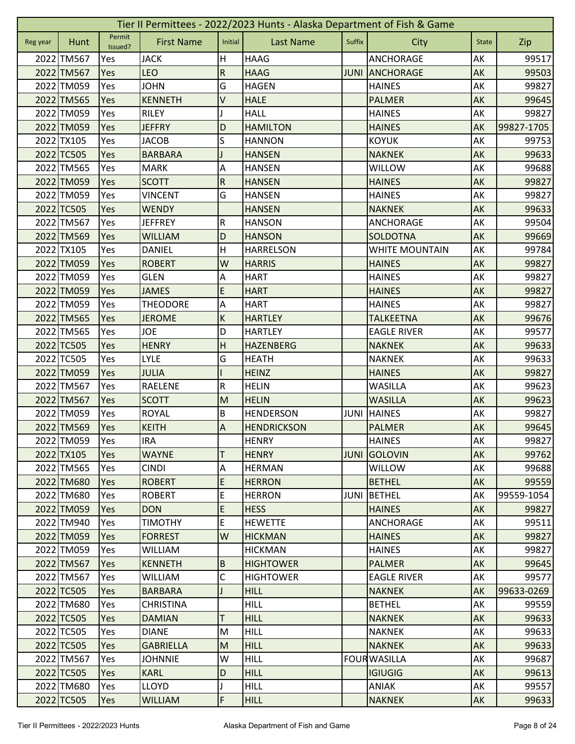# Tier II Permittees - 2022/2023 Hunts - Alaska Department of Fish & Game

| Reg year | Hunt | Permit Issued? | First Name | Initial | Last Name | Suffix | City | State | Zip |
|---|---|---|---|---|---|---|---|---|---|
| 2022 | TM567 | Yes | JACK | H | HAAG | | ANCHORAGE | AK | 99517 |
| 2022 | TM567 | Yes | LEO | R | HAAG | JUNI | ANCHORAGE | AK | 99503 |
| 2022 | TM059 | Yes | JOHN | G | HAGEN | | HAINES | AK | 99827 |
| 2022 | TM565 | Yes | KENNETH | V | HALE | | PALMER | AK | 99645 |
| 2022 | TM059 | Yes | RILEY | J | HALL | | HAINES | AK | 99827 |
| 2022 | TM059 | Yes | JEFFRY | D | HAMILTON | | HAINES | AK | 99827-1705 |
| 2022 | TX105 | Yes | JACOB | S | HANNON | | KOYUK | AK | 99753 |
| 2022 | TC505 | Yes | BARBARA | J | HANSEN | | NAKNEK | AK | 99633 |
| 2022 | TM565 | Yes | MARK | A | HANSEN | | WILLOW | AK | 99688 |
| 2022 | TM059 | Yes | SCOTT | R | HANSEN | | HAINES | AK | 99827 |
| 2022 | TM059 | Yes | VINCENT | G | HANSEN | | HAINES | AK | 99827 |
| 2022 | TC505 | Yes | WENDY | | HANSEN | | NAKNEK | AK | 99633 |
| 2022 | TM567 | Yes | JEFFREY | R | HANSON | | ANCHORAGE | AK | 99504 |
| 2022 | TM569 | Yes | WILLIAM | D | HANSON | | SOLDOTNA | AK | 99669 |
| 2022 | TX105 | Yes | DANIEL | H | HARRELSON | | WHITE MOUNTAIN | AK | 99784 |
| 2022 | TM059 | Yes | ROBERT | W | HARRIS | | HAINES | AK | 99827 |
| 2022 | TM059 | Yes | GLEN | A | HART | | HAINES | AK | 99827 |
| 2022 | TM059 | Yes | JAMES | E | HART | | HAINES | AK | 99827 |
| 2022 | TM059 | Yes | THEODORE | A | HART | | HAINES | AK | 99827 |
| 2022 | TM565 | Yes | JEROME | K | HARTLEY | | TALKEETNA | AK | 99676 |
| 2022 | TM565 | Yes | JOE | D | HARTLEY | | EAGLE RIVER | AK | 99577 |
| 2022 | TC505 | Yes | HENRY | H | HAZENBERG | | NAKNEK | AK | 99633 |
| 2022 | TC505 | Yes | LYLE | G | HEATH | | NAKNEK | AK | 99633 |
| 2022 | TM059 | Yes | JULIA | I | HEINZ | | HAINES | AK | 99827 |
| 2022 | TM567 | Yes | RAELENE | R | HELIN | | WASILLA | AK | 99623 |
| 2022 | TM567 | Yes | SCOTT | M | HELIN | | WASILLA | AK | 99623 |
| 2022 | TM059 | Yes | ROYAL | B | HENDERSON | JUNI | HAINES | AK | 99827 |
| 2022 | TM569 | Yes | KEITH | A | HENDRICKSON | | PALMER | AK | 99645 |
| 2022 | TM059 | Yes | IRA | | HENRY | | HAINES | AK | 99827 |
| 2022 | TX105 | Yes | WAYNE | T | HENRY | JUNI | GOLOVIN | AK | 99762 |
| 2022 | TM565 | Yes | CINDI | A | HERMAN | | WILLOW | AK | 99688 |
| 2022 | TM680 | Yes | ROBERT | E | HERRON | | BETHEL | AK | 99559 |
| 2022 | TM680 | Yes | ROBERT | E | HERRON | JUNI | BETHEL | AK | 99559-1054 |
| 2022 | TM059 | Yes | DON | E | HESS | | HAINES | AK | 99827 |
| 2022 | TM940 | Yes | TIMOTHY | E | HEWETTE | | ANCHORAGE | AK | 99511 |
| 2022 | TM059 | Yes | FORREST | W | HICKMAN | | HAINES | AK | 99827 |
| 2022 | TM059 | Yes | WILLIAM | | HICKMAN | | HAINES | AK | 99827 |
| 2022 | TM567 | Yes | KENNETH | B | HIGHTOWER | | PALMER | AK | 99645 |
| 2022 | TM567 | Yes | WILLIAM | C | HIGHTOWER | | EAGLE RIVER | AK | 99577 |
| 2022 | TC505 | Yes | BARBARA | J | HILL | | NAKNEK | AK | 99633-0269 |
| 2022 | TM680 | Yes | CHRISTINA | | HILL | | BETHEL | AK | 99559 |
| 2022 | TC505 | Yes | DAMIAN | T | HILL | | NAKNEK | AK | 99633 |
| 2022 | TC505 | Yes | DIANE | M | HILL | | NAKNEK | AK | 99633 |
| 2022 | TC505 | Yes | GABRIELLA | M | HILL | | NAKNEK | AK | 99633 |
| 2022 | TM567 | Yes | JOHNNIE | W | HILL | FOUR | WASILLA | AK | 99687 |
| 2022 | TC505 | Yes | KARL | D | HILL | | IGIUGIG | AK | 99613 |
| 2022 | TM680 | Yes | LLOYD | J | HILL | | ANIAK | AK | 99557 |
| 2022 | TC505 | Yes | WILLIAM | F | HILL | | NAKNEK | AK | 99633 |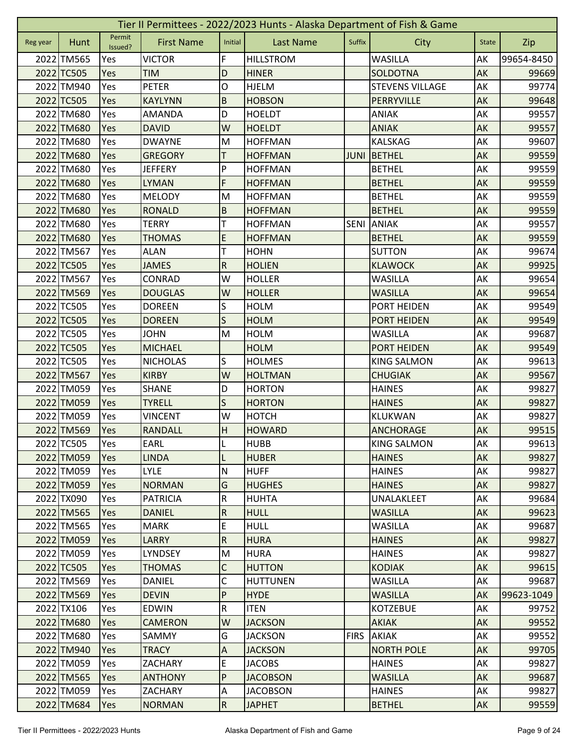| Tier II Permittees - 2022/2023 Hunts - Alaska Department of Fish & Game | | | | | | | | | |
|---|---|---|---|---|---|---|---|---|---|
| Reg year | Hunt | Permit Issued? | First Name | Initial | Last Name | Suffix | City | State | Zip |
| 2022 | TM565 | Yes | VICTOR | F | HILLSTROM | | WASILLA | AK | 99654-8450 |
| 2022 | TC505 | Yes | TIM | D | HINER | | SOLDOTNA | AK | 99669 |
| 2022 | TM940 | Yes | PETER | O | HJELM | | STEVENS VILLAGE | AK | 99774 |
| 2022 | TC505 | Yes | KAYLYNN | B | HOBSON | | PERRYVILLE | AK | 99648 |
| 2022 | TM680 | Yes | AMANDA | D | HOELDT | | ANIAK | AK | 99557 |
| 2022 | TM680 | Yes | DAVID | W | HOELDT | | ANIAK | AK | 99557 |
| 2022 | TM680 | Yes | DWAYNE | M | HOFFMAN | | KALSKAG | AK | 99607 |
| 2022 | TM680 | Yes | GREGORY | T | HOFFMAN | JUNI | BETHEL | AK | 99559 |
| 2022 | TM680 | Yes | JEFFERY | P | HOFFMAN | | BETHEL | AK | 99559 |
| 2022 | TM680 | Yes | LYMAN | F | HOFFMAN | | BETHEL | AK | 99559 |
| 2022 | TM680 | Yes | MELODY | M | HOFFMAN | | BETHEL | AK | 99559 |
| 2022 | TM680 | Yes | RONALD | B | HOFFMAN | | BETHEL | AK | 99559 |
| 2022 | TM680 | Yes | TERRY | T | HOFFMAN | SENI | ANIAK | AK | 99557 |
| 2022 | TM680 | Yes | THOMAS | E | HOFFMAN | | BETHEL | AK | 99559 |
| 2022 | TM567 | Yes | ALAN | T | HOHN | | SUTTON | AK | 99674 |
| 2022 | TC505 | Yes | JAMES | R | HOLIEN | | KLAWOCK | AK | 99925 |
| 2022 | TM567 | Yes | CONRAD | W | HOLLER | | WASILLA | AK | 99654 |
| 2022 | TM569 | Yes | DOUGLAS | W | HOLLER | | WASILLA | AK | 99654 |
| 2022 | TC505 | Yes | DOREEN | S | HOLM | | PORT HEIDEN | AK | 99549 |
| 2022 | TC505 | Yes | DOREEN | S | HOLM | | PORT HEIDEN | AK | 99549 |
| 2022 | TC505 | Yes | JOHN | M | HOLM | | WASILLA | AK | 99687 |
| 2022 | TC505 | Yes | MICHAEL | | HOLM | | PORT HEIDEN | AK | 99549 |
| 2022 | TC505 | Yes | NICHOLAS | S | HOLMES | | KING SALMON | AK | 99613 |
| 2022 | TM567 | Yes | KIRBY | W | HOLTMAN | | CHUGIAK | AK | 99567 |
| 2022 | TM059 | Yes | SHANE | D | HORTON | | HAINES | AK | 99827 |
| 2022 | TM059 | Yes | TYRELL | S | HORTON | | HAINES | AK | 99827 |
| 2022 | TM059 | Yes | VINCENT | W | HOTCH | | KLUKWAN | AK | 99827 |
| 2022 | TM569 | Yes | RANDALL | H | HOWARD | | ANCHORAGE | AK | 99515 |
| 2022 | TC505 | Yes | EARL | L | HUBB | | KING SALMON | AK | 99613 |
| 2022 | TM059 | Yes | LINDA | L | HUBER | | HAINES | AK | 99827 |
| 2022 | TM059 | Yes | LYLE | N | HUFF | | HAINES | AK | 99827 |
| 2022 | TM059 | Yes | NORMAN | G | HUGHES | | HAINES | AK | 99827 |
| 2022 | TX090 | Yes | PATRICIA | R | HUHTA | | UNALAKLEET | AK | 99684 |
| 2022 | TM565 | Yes | DANIEL | R | HULL | | WASILLA | AK | 99623 |
| 2022 | TM565 | Yes | MARK | E | HULL | | WASILLA | AK | 99687 |
| 2022 | TM059 | Yes | LARRY | R | HURA | | HAINES | AK | 99827 |
| 2022 | TM059 | Yes | LYNDSEY | M | HURA | | HAINES | AK | 99827 |
| 2022 | TC505 | Yes | THOMAS | C | HUTTON | | KODIAK | AK | 99615 |
| 2022 | TM569 | Yes | DANIEL | C | HUTTUNEN | | WASILLA | AK | 99687 |
| 2022 | TM569 | Yes | DEVIN | P | HYDE | | WASILLA | AK | 99623-1049 |
| 2022 | TX106 | Yes | EDWIN | R | ITEN | | KOTZEBUE | AK | 99752 |
| 2022 | TM680 | Yes | CAMERON | W | JACKSON | | AKIAK | AK | 99552 |
| 2022 | TM680 | Yes | SAMMY | G | JACKSON | FIRS | AKIAK | AK | 99552 |
| 2022 | TM940 | Yes | TRACY | A | JACKSON | | NORTH POLE | AK | 99705 |
| 2022 | TM059 | Yes | ZACHARY | E | JACOBS | | HAINES | AK | 99827 |
| 2022 | TM565 | Yes | ANTHONY | P | JACOBSON | | WASILLA | AK | 99687 |
| 2022 | TM059 | Yes | ZACHARY | A | JACOBSON | | HAINES | AK | 99827 |
| 2022 | TM684 | Yes | NORMAN | R | JAPHET | | BETHEL | AK | 99559 |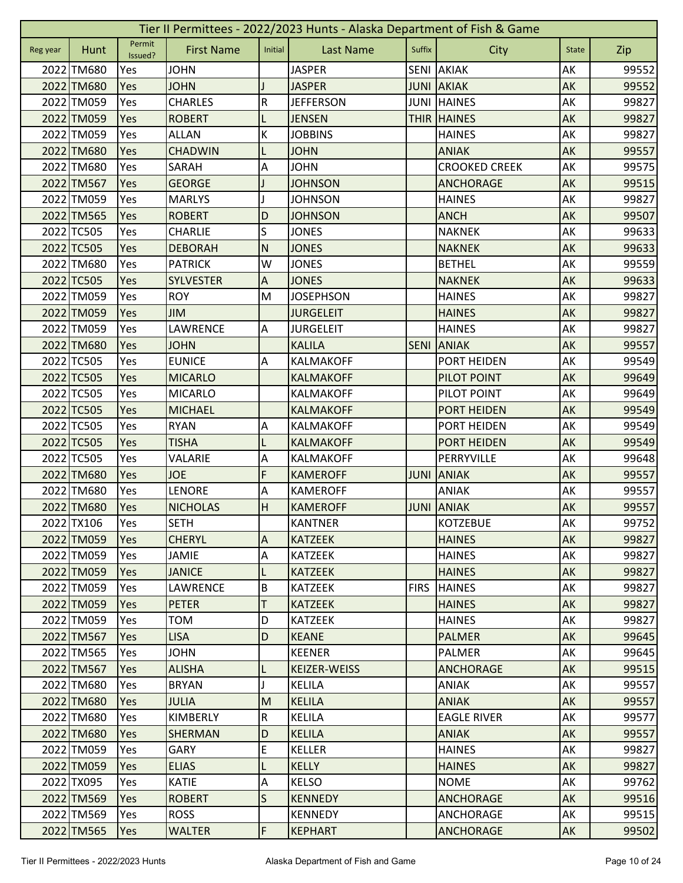| Tier II Permittees - 2022/2023 Hunts - Alaska Department of Fish & Game | | | | | | | | | |
|---|---|---|---|---|---|---|---|---|---|
| Reg year | Hunt | Permit Issued? | First Name | Initial | Last Name | Suffix | City | State | Zip |
| 2022 | TM680 | Yes | JOHN | | JASPER | SENI | AKIAK | AK | 99552 |
| 2022 | TM680 | Yes | JOHN | J | JASPER | JUNI | AKIAK | AK | 99552 |
| 2022 | TM059 | Yes | CHARLES | R | JEFFERSON | JUNI | HAINES | AK | 99827 |
| 2022 | TM059 | Yes | ROBERT | L | JENSEN | THIR | HAINES | AK | 99827 |
| 2022 | TM059 | Yes | ALLAN | K | JOBBINS | | HAINES | AK | 99827 |
| 2022 | TM680 | Yes | CHADWIN | L | JOHN | | ANIAK | AK | 99557 |
| 2022 | TM680 | Yes | SARAH | A | JOHN | | CROOKED CREEK | AK | 99575 |
| 2022 | TM567 | Yes | GEORGE | J | JOHNSON | | ANCHORAGE | AK | 99515 |
| 2022 | TM059 | Yes | MARLYS | J | JOHNSON | | HAINES | AK | 99827 |
| 2022 | TM565 | Yes | ROBERT | D | JOHNSON | | ANCH | AK | 99507 |
| 2022 | TC505 | Yes | CHARLIE | S | JONES | | NAKNEK | AK | 99633 |
| 2022 | TC505 | Yes | DEBORAH | N | JONES | | NAKNEK | AK | 99633 |
| 2022 | TM680 | Yes | PATRICK | W | JONES | | BETHEL | AK | 99559 |
| 2022 | TC505 | Yes | SYLVESTER | A | JONES | | NAKNEK | AK | 99633 |
| 2022 | TM059 | Yes | ROY | M | JOSEPHSON | | HAINES | AK | 99827 |
| 2022 | TM059 | Yes | JIM | | JURGELEIT | | HAINES | AK | 99827 |
| 2022 | TM059 | Yes | LAWRENCE | A | JURGELEIT | | HAINES | AK | 99827 |
| 2022 | TM680 | Yes | JOHN | | KALILA | SENI | ANIAK | AK | 99557 |
| 2022 | TC505 | Yes | EUNICE | A | KALMAKOFF | | PORT HEIDEN | AK | 99549 |
| 2022 | TC505 | Yes | MICARLO | | KALMAKOFF | | PILOT POINT | AK | 99649 |
| 2022 | TC505 | Yes | MICARLO | | KALMAKOFF | | PILOT POINT | AK | 99649 |
| 2022 | TC505 | Yes | MICHAEL | | KALMAKOFF | | PORT HEIDEN | AK | 99549 |
| 2022 | TC505 | Yes | RYAN | A | KALMAKOFF | | PORT HEIDEN | AK | 99549 |
| 2022 | TC505 | Yes | TISHA | L | KALMAKOFF | | PORT HEIDEN | AK | 99549 |
| 2022 | TC505 | Yes | VALARIE | A | KALMAKOFF | | PERRYVILLE | AK | 99648 |
| 2022 | TM680 | Yes | JOE | F | KAMEROFF | JUNI | ANIAK | AK | 99557 |
| 2022 | TM680 | Yes | LENORE | A | KAMEROFF | | ANIAK | AK | 99557 |
| 2022 | TM680 | Yes | NICHOLAS | H | KAMEROFF | JUNI | ANIAK | AK | 99557 |
| 2022 | TX106 | Yes | SETH | | KANTNER | | KOTZEBUE | AK | 99752 |
| 2022 | TM059 | Yes | CHERYL | A | KATZEEK | | HAINES | AK | 99827 |
| 2022 | TM059 | Yes | JAMIE | A | KATZEEK | | HAINES | AK | 99827 |
| 2022 | TM059 | Yes | JANICE | L | KATZEEK | | HAINES | AK | 99827 |
| 2022 | TM059 | Yes | LAWRENCE | B | KATZEEK | FIRS | HAINES | AK | 99827 |
| 2022 | TM059 | Yes | PETER | T | KATZEEK | | HAINES | AK | 99827 |
| 2022 | TM059 | Yes | TOM | D | KATZEEK | | HAINES | AK | 99827 |
| 2022 | TM567 | Yes | LISA | D | KEANE | | PALMER | AK | 99645 |
| 2022 | TM565 | Yes | JOHN | | KEENER | | PALMER | AK | 99645 |
| 2022 | TM567 | Yes | ALISHA | L | KEIZER-WEISS | | ANCHORAGE | AK | 99515 |
| 2022 | TM680 | Yes | BRYAN | J | KELILA | | ANIAK | AK | 99557 |
| 2022 | TM680 | Yes | JULIA | M | KELILA | | ANIAK | AK | 99557 |
| 2022 | TM680 | Yes | KIMBERLY | R | KELILA | | EAGLE RIVER | AK | 99577 |
| 2022 | TM680 | Yes | SHERMAN | D | KELILA | | ANIAK | AK | 99557 |
| 2022 | TM059 | Yes | GARY | E | KELLER | | HAINES | AK | 99827 |
| 2022 | TM059 | Yes | ELIAS | L | KELLY | | HAINES | AK | 99827 |
| 2022 | TX095 | Yes | KATIE | A | KELSO | | NOME | AK | 99762 |
| 2022 | TM569 | Yes | ROBERT | S | KENNEDY | | ANCHORAGE | AK | 99516 |
| 2022 | TM569 | Yes | ROSS | | KENNEDY | | ANCHORAGE | AK | 99515 |
| 2022 | TM565 | Yes | WALTER | F | KEPHART | | ANCHORAGE | AK | 99502 |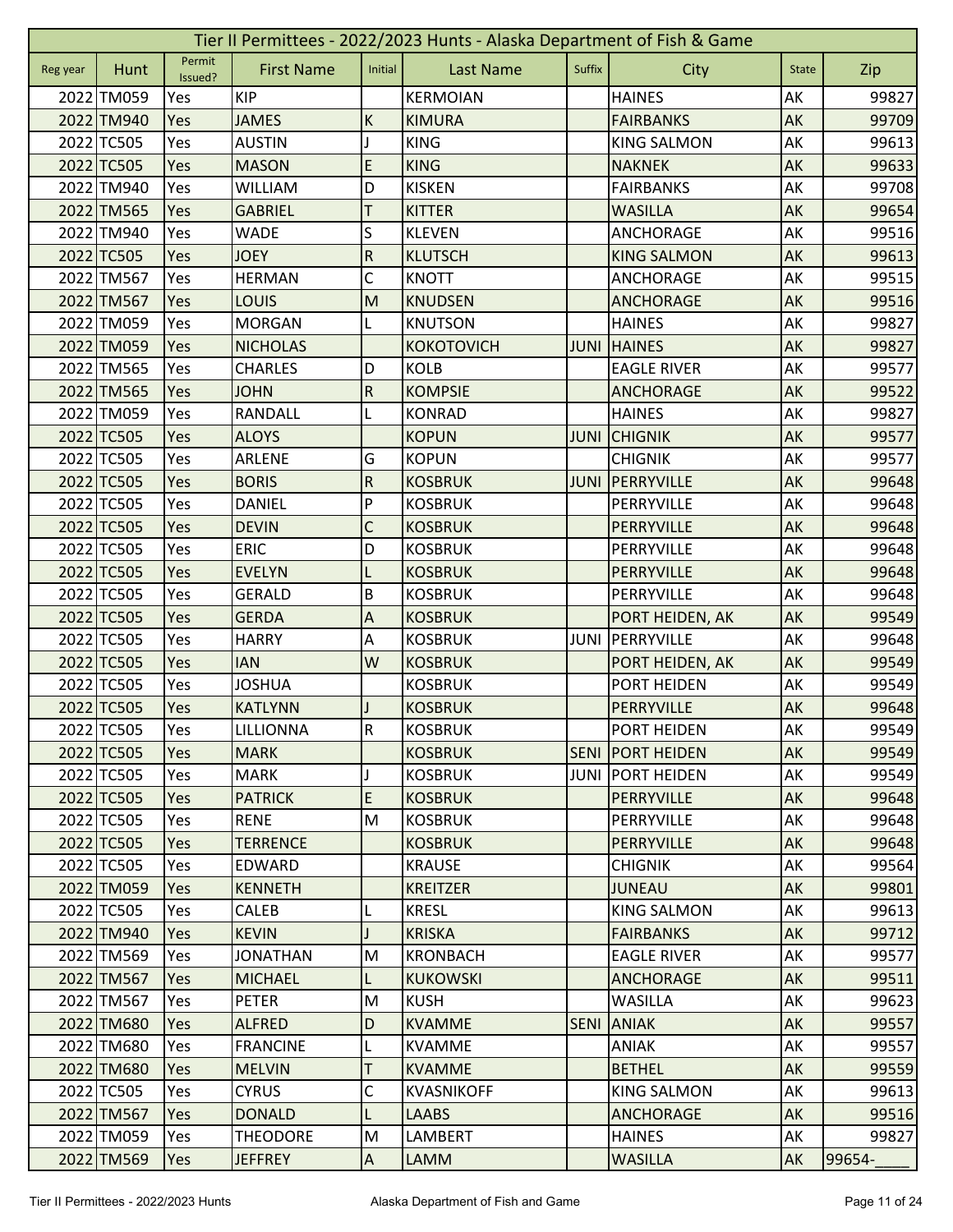# Tier II Permittees - 2022/2023 Hunts - Alaska Department of Fish & Game

| Reg year | Hunt | Permit Issued? | First Name | Initial | Last Name | Suffix | City | State | Zip |
|---|---|---|---|---|---|---|---|---|---|
| 2022 | TM059 | Yes | KIP | | KERMOIAN | | HAINES | AK | 99827 |
| 2022 | TM940 | Yes | JAMES | K | KIMURA | | FAIRBANKS | AK | 99709 |
| 2022 | TC505 | Yes | AUSTIN | J | KING | | KING SALMON | AK | 99613 |
| 2022 | TC505 | Yes | MASON | E | KING | | NAKNEK | AK | 99633 |
| 2022 | TM940 | Yes | WILLIAM | D | KISKEN | | FAIRBANKS | AK | 99708 |
| 2022 | TM565 | Yes | GABRIEL | T | KITTER | | WASILLA | AK | 99654 |
| 2022 | TM940 | Yes | WADE | S | KLEVEN | | ANCHORAGE | AK | 99516 |
| 2022 | TC505 | Yes | JOEY | R | KLUTSCH | | KING SALMON | AK | 99613 |
| 2022 | TM567 | Yes | HERMAN | C | KNOTT | | ANCHORAGE | AK | 99515 |
| 2022 | TM567 | Yes | LOUIS | M | KNUDSEN | | ANCHORAGE | AK | 99516 |
| 2022 | TM059 | Yes | MORGAN | L | KNUTSON | | HAINES | AK | 99827 |
| 2022 | TM059 | Yes | NICHOLAS | | KOKOTOVICH | JUNI | HAINES | AK | 99827 |
| 2022 | TM565 | Yes | CHARLES | D | KOLB | | EAGLE RIVER | AK | 99577 |
| 2022 | TM565 | Yes | JOHN | R | KOMPSIE | | ANCHORAGE | AK | 99522 |
| 2022 | TM059 | Yes | RANDALL | L | KONRAD | | HAINES | AK | 99827 |
| 2022 | TC505 | Yes | ALOYS | | KOPUN | JUNI | CHIGNIK | AK | 99577 |
| 2022 | TC505 | Yes | ARLENE | G | KOPUN | | CHIGNIK | AK | 99577 |
| 2022 | TC505 | Yes | BORIS | R | KOSBRUK | JUNI | PERRYVILLE | AK | 99648 |
| 2022 | TC505 | Yes | DANIEL | P | KOSBRUK | | PERRYVILLE | AK | 99648 |
| 2022 | TC505 | Yes | DEVIN | C | KOSBRUK | | PERRYVILLE | AK | 99648 |
| 2022 | TC505 | Yes | ERIC | D | KOSBRUK | | PERRYVILLE | AK | 99648 |
| 2022 | TC505 | Yes | EVELYN | L | KOSBRUK | | PERRYVILLE | AK | 99648 |
| 2022 | TC505 | Yes | GERALD | B | KOSBRUK | | PERRYVILLE | AK | 99648 |
| 2022 | TC505 | Yes | GERDA | A | KOSBRUK | | PORT HEIDEN, AK | AK | 99549 |
| 2022 | TC505 | Yes | HARRY | A | KOSBRUK | JUNI | PERRYVILLE | AK | 99648 |
| 2022 | TC505 | Yes | IAN | W | KOSBRUK | | PORT HEIDEN, AK | AK | 99549 |
| 2022 | TC505 | Yes | JOSHUA | | KOSBRUK | | PORT HEIDEN | AK | 99549 |
| 2022 | TC505 | Yes | KATLYNN | J | KOSBRUK | | PERRYVILLE | AK | 99648 |
| 2022 | TC505 | Yes | LILLIONNA | R | KOSBRUK | | PORT HEIDEN | AK | 99549 |
| 2022 | TC505 | Yes | MARK | | KOSBRUK | SENI | PORT HEIDEN | AK | 99549 |
| 2022 | TC505 | Yes | MARK | J | KOSBRUK | JUNI | PORT HEIDEN | AK | 99549 |
| 2022 | TC505 | Yes | PATRICK | E | KOSBRUK | | PERRYVILLE | AK | 99648 |
| 2022 | TC505 | Yes | RENE | M | KOSBRUK | | PERRYVILLE | AK | 99648 |
| 2022 | TC505 | Yes | TERRENCE | | KOSBRUK | | PERRYVILLE | AK | 99648 |
| 2022 | TC505 | Yes | EDWARD | | KRAUSE | | CHIGNIK | AK | 99564 |
| 2022 | TM059 | Yes | KENNETH | | KREITZER | | JUNEAU | AK | 99801 |
| 2022 | TC505 | Yes | CALEB | L | KRESL | | KING SALMON | AK | 99613 |
| 2022 | TM940 | Yes | KEVIN | J | KRISKA | | FAIRBANKS | AK | 99712 |
| 2022 | TM569 | Yes | JONATHAN | M | KRONBACH | | EAGLE RIVER | AK | 99577 |
| 2022 | TM567 | Yes | MICHAEL | L | KUKOWSKI | | ANCHORAGE | AK | 99511 |
| 2022 | TM567 | Yes | PETER | M | KUSH | | WASILLA | AK | 99623 |
| 2022 | TM680 | Yes | ALFRED | D | KVAMME | SENI | ANIAK | AK | 99557 |
| 2022 | TM680 | Yes | FRANCINE | L | KVAMME | | ANIAK | AK | 99557 |
| 2022 | TM680 | Yes | MELVIN | T | KVAMME | | BETHEL | AK | 99559 |
| 2022 | TC505 | Yes | CYRUS | C | KVASNIKOFF | | KING SALMON | AK | 99613 |
| 2022 | TM567 | Yes | DONALD | L | LAABS | | ANCHORAGE | AK | 99516 |
| 2022 | TM059 | Yes | THEODORE | M | LAMBERT | | HAINES | AK | 99827 |
| 2022 | TM569 | Yes | JEFFREY | A | LAMM | | WASILLA | AK | 99654-____ |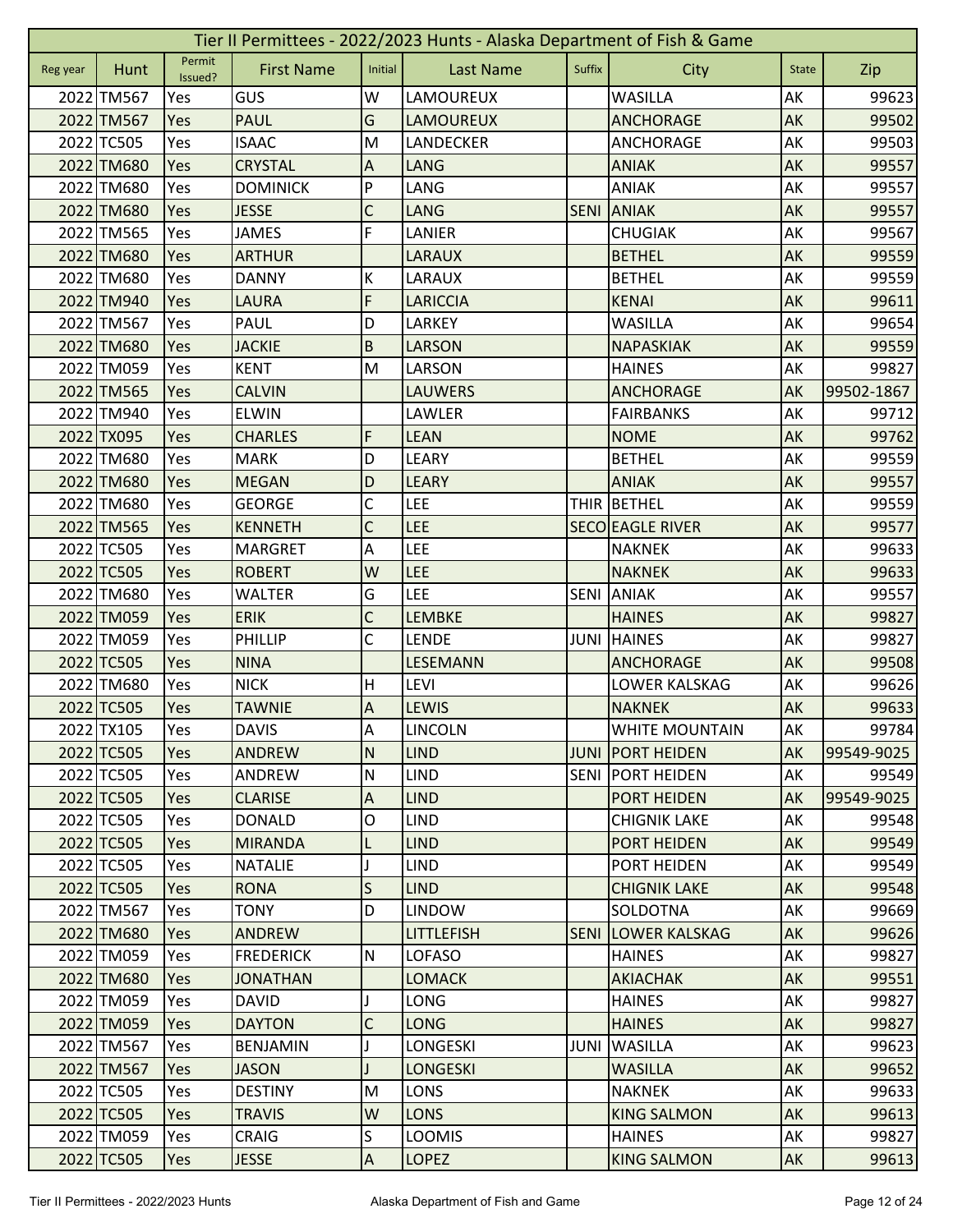# Tier II Permittees - 2022/2023 Hunts - Alaska Department of Fish & Game

| Reg year | Hunt | Permit Issued? | First Name | Initial | Last Name | Suffix | City | State | Zip |
|---|---|---|---|---|---|---|---|---|---|
| 2022 | TM567 | Yes | GUS | W | LAMOUREUX | | WASILLA | AK | 99623 |
| 2022 | TM567 | Yes | PAUL | G | LAMOUREUX | | ANCHORAGE | AK | 99502 |
| 2022 | TC505 | Yes | ISAAC | M | LANDECKER | | ANCHORAGE | AK | 99503 |
| 2022 | TM680 | Yes | CRYSTAL | A | LANG | | ANIAK | AK | 99557 |
| 2022 | TM680 | Yes | DOMINICK | P | LANG | | ANIAK | AK | 99557 |
| 2022 | TM680 | Yes | JESSE | C | LANG | SENI | ANIAK | AK | 99557 |
| 2022 | TM565 | Yes | JAMES | F | LANIER | | CHUGIAK | AK | 99567 |
| 2022 | TM680 | Yes | ARTHUR | | LARAUX | | BETHEL | AK | 99559 |
| 2022 | TM680 | Yes | DANNY | K | LARAUX | | BETHEL | AK | 99559 |
| 2022 | TM940 | Yes | LAURA | F | LARICCIA | | KENAI | AK | 99611 |
| 2022 | TM567 | Yes | PAUL | D | LARKEY | | WASILLA | AK | 99654 |
| 2022 | TM680 | Yes | JACKIE | B | LARSON | | NAPASKIAK | AK | 99559 |
| 2022 | TM059 | Yes | KENT | M | LARSON | | HAINES | AK | 99827 |
| 2022 | TM565 | Yes | CALVIN | | LAUWERS | | ANCHORAGE | AK | 99502-1867 |
| 2022 | TM940 | Yes | ELWIN | | LAWLER | | FAIRBANKS | AK | 99712 |
| 2022 | TX095 | Yes | CHARLES | F | LEAN | | NOME | AK | 99762 |
| 2022 | TM680 | Yes | MARK | D | LEARY | | BETHEL | AK | 99559 |
| 2022 | TM680 | Yes | MEGAN | D | LEARY | | ANIAK | AK | 99557 |
| 2022 | TM680 | Yes | GEORGE | C | LEE | THIR | BETHEL | AK | 99559 |
| 2022 | TM565 | Yes | KENNETH | C | LEE | SECO | EAGLE RIVER | AK | 99577 |
| 2022 | TC505 | Yes | MARGRET | A | LEE | | NAKNEK | AK | 99633 |
| 2022 | TC505 | Yes | ROBERT | W | LEE | | NAKNEK | AK | 99633 |
| 2022 | TM680 | Yes | WALTER | G | LEE | SENI | ANIAK | AK | 99557 |
| 2022 | TM059 | Yes | ERIK | C | LEMBKE | | HAINES | AK | 99827 |
| 2022 | TM059 | Yes | PHILLIP | C | LENDE | JUNI | HAINES | AK | 99827 |
| 2022 | TC505 | Yes | NINA | | LESEMANN | | ANCHORAGE | AK | 99508 |
| 2022 | TM680 | Yes | NICK | H | LEVI | | LOWER KALSKAG | AK | 99626 |
| 2022 | TC505 | Yes | TAWNIE | A | LEWIS | | NAKNEK | AK | 99633 |
| 2022 | TX105 | Yes | DAVIS | A | LINCOLN | | WHITE MOUNTAIN | AK | 99784 |
| 2022 | TC505 | Yes | ANDREW | N | LIND | JUNI | PORT HEIDEN | AK | 99549-9025 |
| 2022 | TC505 | Yes | ANDREW | N | LIND | SENI | PORT HEIDEN | AK | 99549 |
| 2022 | TC505 | Yes | CLARISE | A | LIND | | PORT HEIDEN | AK | 99549-9025 |
| 2022 | TC505 | Yes | DONALD | O | LIND | | CHIGNIK LAKE | AK | 99548 |
| 2022 | TC505 | Yes | MIRANDA | L | LIND | | PORT HEIDEN | AK | 99549 |
| 2022 | TC505 | Yes | NATALIE | J | LIND | | PORT HEIDEN | AK | 99549 |
| 2022 | TC505 | Yes | RONA | S | LIND | | CHIGNIK LAKE | AK | 99548 |
| 2022 | TM567 | Yes | TONY | D | LINDOW | | SOLDOTNA | AK | 99669 |
| 2022 | TM680 | Yes | ANDREW | | LITTLEFISH | SENI | LOWER KALSKAG | AK | 99626 |
| 2022 | TM059 | Yes | FREDERICK | N | LOFASO | | HAINES | AK | 99827 |
| 2022 | TM680 | Yes | JONATHAN | | LOMACK | | AKIACHAK | AK | 99551 |
| 2022 | TM059 | Yes | DAVID | J | LONG | | HAINES | AK | 99827 |
| 2022 | TM059 | Yes | DAYTON | C | LONG | | HAINES | AK | 99827 |
| 2022 | TM567 | Yes | BENJAMIN | J | LONGESKI | JUNI | WASILLA | AK | 99623 |
| 2022 | TM567 | Yes | JASON | J | LONGESKI | | WASILLA | AK | 99652 |
| 2022 | TC505 | Yes | DESTINY | M | LONS | | NAKNEK | AK | 99633 |
| 2022 | TC505 | Yes | TRAVIS | W | LONS | | KING SALMON | AK | 99613 |
| 2022 | TM059 | Yes | CRAIG | S | LOOMIS | | HAINES | AK | 99827 |
| 2022 | TC505 | Yes | JESSE | A | LOPEZ | | KING SALMON | AK | 99613 |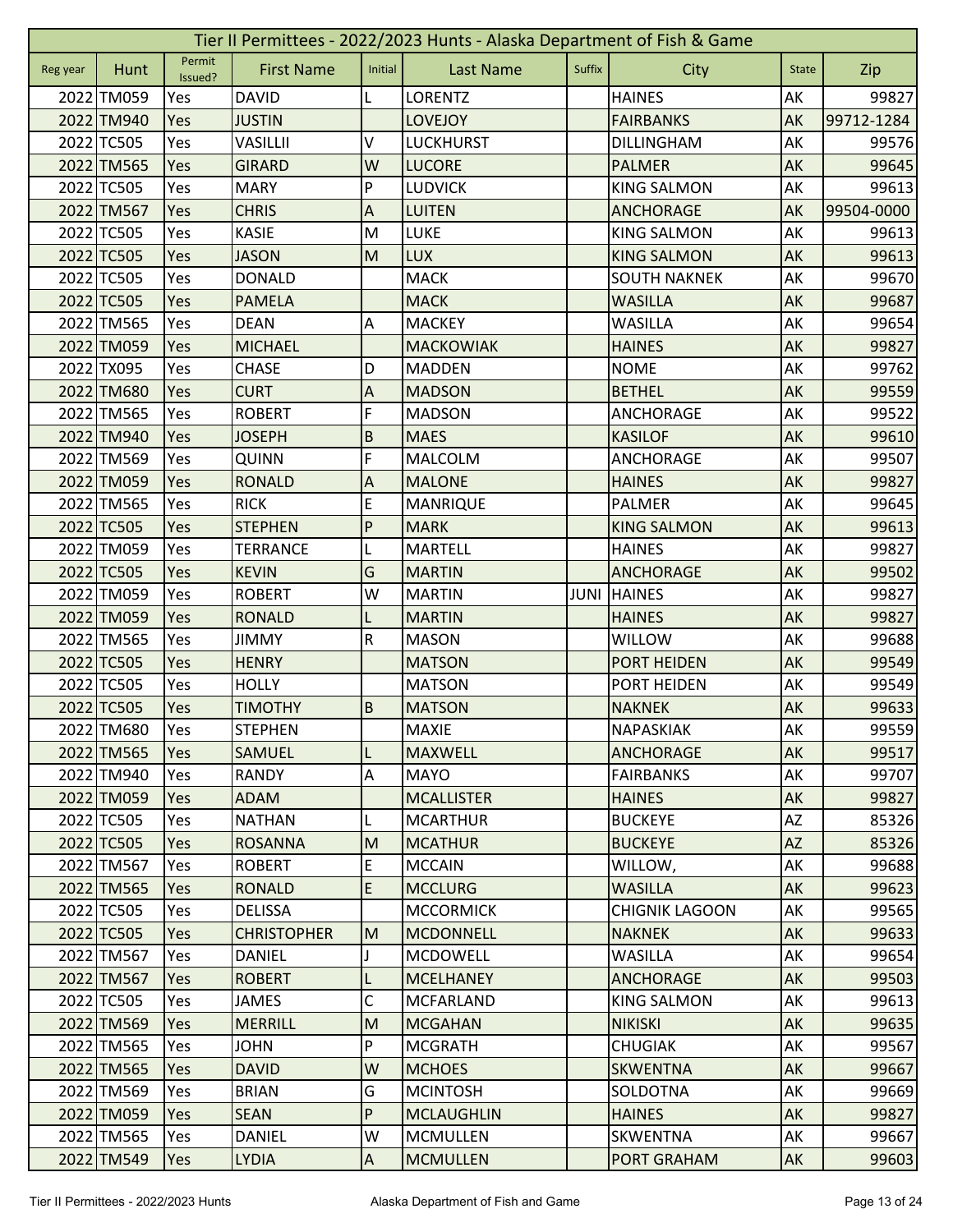| Tier II Permittees - 2022/2023 Hunts - Alaska Department of Fish & Game | | | | | | | | | |
|---|---|---|---|---|---|---|---|---|---|
| Reg year | Hunt | Permit Issued? | First Name | Initial | Last Name | Suffix | City | State | Zip |
| 2022 | TM059 | Yes | DAVID | L | LORENTZ | | HAINES | AK | 99827 |
| 2022 | TM940 | Yes | JUSTIN | | LOVEJOY | | FAIRBANKS | AK | 99712-1284 |
| 2022 | TC505 | Yes | VASILLII | V | LUCKHURST | | DILLINGHAM | AK | 99576 |
| 2022 | TM565 | Yes | GIRARD | W | LUCORE | | PALMER | AK | 99645 |
| 2022 | TC505 | Yes | MARY | P | LUDVICK | | KING SALMON | AK | 99613 |
| 2022 | TM567 | Yes | CHRIS | A | LUITEN | | ANCHORAGE | AK | 99504-0000 |
| 2022 | TC505 | Yes | KASIE | M | LUKE | | KING SALMON | AK | 99613 |
| 2022 | TC505 | Yes | JASON | M | LUX | | KING SALMON | AK | 99613 |
| 2022 | TC505 | Yes | DONALD | | MACK | | SOUTH NAKNEK | AK | 99670 |
| 2022 | TC505 | Yes | PAMELA | | MACK | | WASILLA | AK | 99687 |
| 2022 | TM565 | Yes | DEAN | A | MACKEY | | WASILLA | AK | 99654 |
| 2022 | TM059 | Yes | MICHAEL | | MACKOWIAK | | HAINES | AK | 99827 |
| 2022 | TX095 | Yes | CHASE | D | MADDEN | | NOME | AK | 99762 |
| 2022 | TM680 | Yes | CURT | A | MADSON | | BETHEL | AK | 99559 |
| 2022 | TM565 | Yes | ROBERT | F | MADSON | | ANCHORAGE | AK | 99522 |
| 2022 | TM940 | Yes | JOSEPH | B | MAES | | KASILOF | AK | 99610 |
| 2022 | TM569 | Yes | QUINN | F | MALCOLM | | ANCHORAGE | AK | 99507 |
| 2022 | TM059 | Yes | RONALD | A | MALONE | | HAINES | AK | 99827 |
| 2022 | TM565 | Yes | RICK | E | MANRIQUE | | PALMER | AK | 99645 |
| 2022 | TC505 | Yes | STEPHEN | P | MARK | | KING SALMON | AK | 99613 |
| 2022 | TM059 | Yes | TERRANCE | L | MARTELL | | HAINES | AK | 99827 |
| 2022 | TC505 | Yes | KEVIN | G | MARTIN | | ANCHORAGE | AK | 99502 |
| 2022 | TM059 | Yes | ROBERT | W | MARTIN | JUNI | HAINES | AK | 99827 |
| 2022 | TM059 | Yes | RONALD | L | MARTIN | | HAINES | AK | 99827 |
| 2022 | TM565 | Yes | JIMMY | R | MASON | | WILLOW | AK | 99688 |
| 2022 | TC505 | Yes | HENRY | | MATSON | | PORT HEIDEN | AK | 99549 |
| 2022 | TC505 | Yes | HOLLY | | MATSON | | PORT HEIDEN | AK | 99549 |
| 2022 | TC505 | Yes | TIMOTHY | B | MATSON | | NAKNEK | AK | 99633 |
| 2022 | TM680 | Yes | STEPHEN | | MAXIE | | NAPASKIAK | AK | 99559 |
| 2022 | TM565 | Yes | SAMUEL | L | MAXWELL | | ANCHORAGE | AK | 99517 |
| 2022 | TM940 | Yes | RANDY | A | MAYO | | FAIRBANKS | AK | 99707 |
| 2022 | TM059 | Yes | ADAM | | MCALLISTER | | HAINES | AK | 99827 |
| 2022 | TC505 | Yes | NATHAN | L | MCARTHUR | | BUCKEYE | AZ | 85326 |
| 2022 | TC505 | Yes | ROSANNA | M | MCATHUR | | BUCKEYE | AZ | 85326 |
| 2022 | TM567 | Yes | ROBERT | E | MCCAIN | | WILLOW, | AK | 99688 |
| 2022 | TM565 | Yes | RONALD | E | MCCLURG | | WASILLA | AK | 99623 |
| 2022 | TC505 | Yes | DELISSA | | MCCORMICK | | CHIGNIK LAGOON | AK | 99565 |
| 2022 | TC505 | Yes | CHRISTOPHER | M | MCDONNELL | | NAKNEK | AK | 99633 |
| 2022 | TM567 | Yes | DANIEL | J | MCDOWELL | | WASILLA | AK | 99654 |
| 2022 | TM567 | Yes | ROBERT | L | MCELHANEY | | ANCHORAGE | AK | 99503 |
| 2022 | TC505 | Yes | JAMES | C | MCFARLAND | | KING SALMON | AK | 99613 |
| 2022 | TM569 | Yes | MERRILL | M | MCGAHAN | | NIKISKI | AK | 99635 |
| 2022 | TM565 | Yes | JOHN | P | MCGRATH | | CHUGIAK | AK | 99567 |
| 2022 | TM565 | Yes | DAVID | W | MCHOES | | SKWENTNA | AK | 99667 |
| 2022 | TM569 | Yes | BRIAN | G | MCINTOSH | | SOLDOTNA | AK | 99669 |
| 2022 | TM059 | Yes | SEAN | P | MCLAUGHLIN | | HAINES | AK | 99827 |
| 2022 | TM565 | Yes | DANIEL | W | MCMULLEN | | SKWENTNA | AK | 99667 |
| 2022 | TM549 | Yes | LYDIA | A | MCMULLEN | | PORT GRAHAM | AK | 99603 |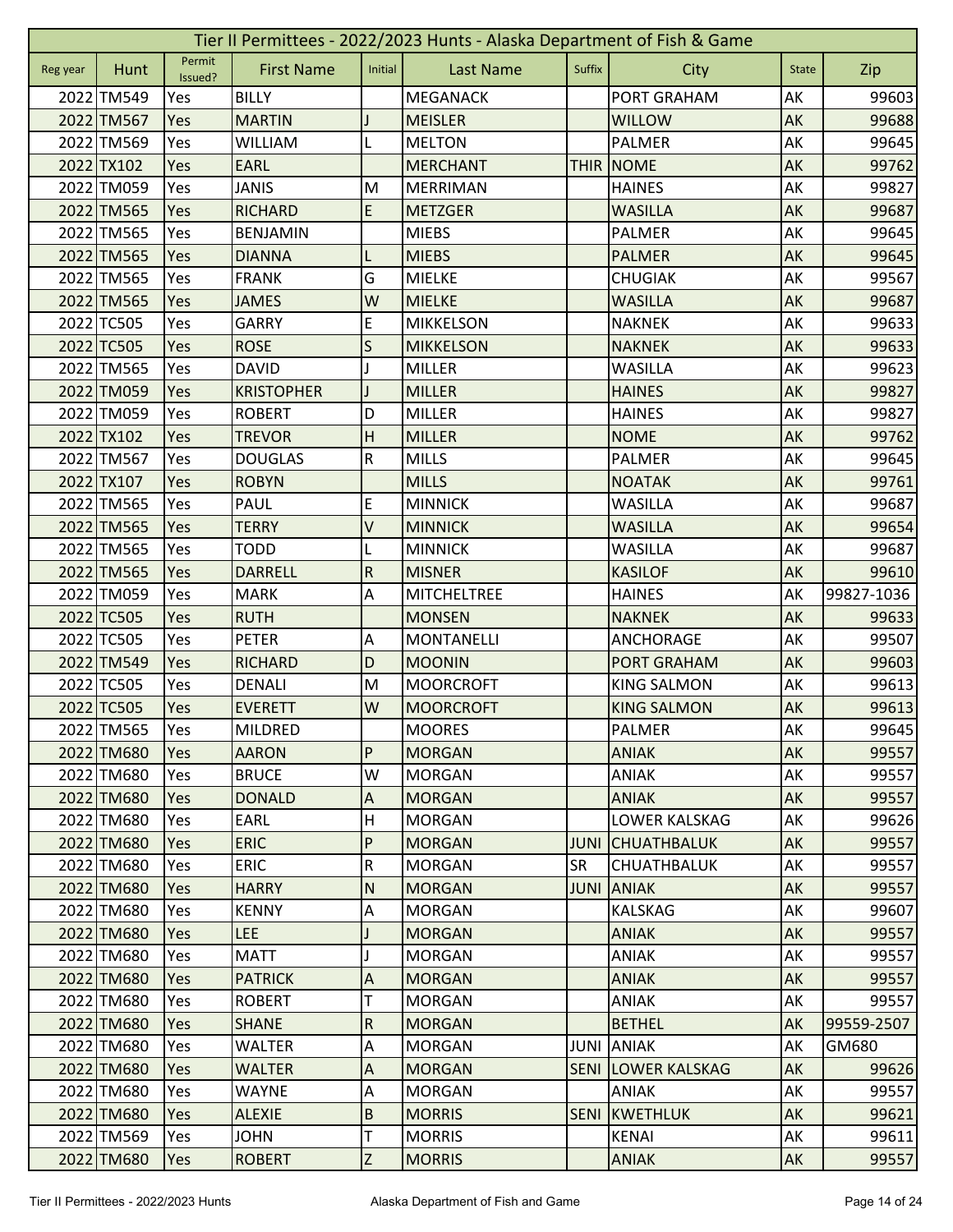# Tier II Permittees - 2022/2023 Hunts - Alaska Department of Fish & Game

| Reg year | Hunt | Permit Issued? | First Name | Initial | Last Name | Suffix | City | State | Zip |
|---|---|---|---|---|---|---|---|---|---|
| 2022 | TM549 | Yes | BILLY | | MEGANACK | | PORT GRAHAM | AK | 99603 |
| 2022 | TM567 | Yes | MARTIN | J | MEISLER | | WILLOW | AK | 99688 |
| 2022 | TM569 | Yes | WILLIAM | L | MELTON | | PALMER | AK | 99645 |
| 2022 | TX102 | Yes | EARL | | MERCHANT | THIR | NOME | AK | 99762 |
| 2022 | TM059 | Yes | JANIS | M | MERRIMAN | | HAINES | AK | 99827 |
| 2022 | TM565 | Yes | RICHARD | E | METZGER | | WASILLA | AK | 99687 |
| 2022 | TM565 | Yes | BENJAMIN | | MIEBS | | PALMER | AK | 99645 |
| 2022 | TM565 | Yes | DIANNA | L | MIEBS | | PALMER | AK | 99645 |
| 2022 | TM565 | Yes | FRANK | G | MIELKE | | CHUGIAK | AK | 99567 |
| 2022 | TM565 | Yes | JAMES | W | MIELKE | | WASILLA | AK | 99687 |
| 2022 | TC505 | Yes | GARRY | E | MIKKELSON | | NAKNEK | AK | 99633 |
| 2022 | TC505 | Yes | ROSE | S | MIKKELSON | | NAKNEK | AK | 99633 |
| 2022 | TM565 | Yes | DAVID | J | MILLER | | WASILLA | AK | 99623 |
| 2022 | TM059 | Yes | KRISTOPHER | J | MILLER | | HAINES | AK | 99827 |
| 2022 | TM059 | Yes | ROBERT | D | MILLER | | HAINES | AK | 99827 |
| 2022 | TX102 | Yes | TREVOR | H | MILLER | | NOME | AK | 99762 |
| 2022 | TM567 | Yes | DOUGLAS | R | MILLS | | PALMER | AK | 99645 |
| 2022 | TX107 | Yes | ROBYN | | MILLS | | NOATAK | AK | 99761 |
| 2022 | TM565 | Yes | PAUL | E | MINNICK | | WASILLA | AK | 99687 |
| 2022 | TM565 | Yes | TERRY | V | MINNICK | | WASILLA | AK | 99654 |
| 2022 | TM565 | Yes | TODD | L | MINNICK | | WASILLA | AK | 99687 |
| 2022 | TM565 | Yes | DARRELL | R | MISNER | | KASILOF | AK | 99610 |
| 2022 | TM059 | Yes | MARK | A | MITCHELTREE | | HAINES | AK | 99827-1036 |
| 2022 | TC505 | Yes | RUTH | | MONSEN | | NAKNEK | AK | 99633 |
| 2022 | TC505 | Yes | PETER | A | MONTANELLI | | ANCHORAGE | AK | 99507 |
| 2022 | TM549 | Yes | RICHARD | D | MOONIN | | PORT GRAHAM | AK | 99603 |
| 2022 | TC505 | Yes | DENALI | M | MOORCROFT | | KING SALMON | AK | 99613 |
| 2022 | TC505 | Yes | EVERETT | W | MOORCROFT | | KING SALMON | AK | 99613 |
| 2022 | TM565 | Yes | MILDRED | | MOORES | | PALMER | AK | 99645 |
| 2022 | TM680 | Yes | AARON | P | MORGAN | | ANIAK | AK | 99557 |
| 2022 | TM680 | Yes | BRUCE | W | MORGAN | | ANIAK | AK | 99557 |
| 2022 | TM680 | Yes | DONALD | A | MORGAN | | ANIAK | AK | 99557 |
| 2022 | TM680 | Yes | EARL | H | MORGAN | | LOWER KALSKAG | AK | 99626 |
| 2022 | TM680 | Yes | ERIC | P | MORGAN | JUNI | CHUATHBALUK | AK | 99557 |
| 2022 | TM680 | Yes | ERIC | R | MORGAN | SR | CHUATHBALUK | AK | 99557 |
| 2022 | TM680 | Yes | HARRY | N | MORGAN | JUNI | ANIAK | AK | 99557 |
| 2022 | TM680 | Yes | KENNY | A | MORGAN | | KALSKAG | AK | 99607 |
| 2022 | TM680 | Yes | LEE | J | MORGAN | | ANIAK | AK | 99557 |
| 2022 | TM680 | Yes | MATT | J | MORGAN | | ANIAK | AK | 99557 |
| 2022 | TM680 | Yes | PATRICK | A | MORGAN | | ANIAK | AK | 99557 |
| 2022 | TM680 | Yes | ROBERT | T | MORGAN | | ANIAK | AK | 99557 |
| 2022 | TM680 | Yes | SHANE | R | MORGAN | | BETHEL | AK | 99559-2507 |
| 2022 | TM680 | Yes | WALTER | A | MORGAN | JUNI | ANIAK | AK | GM680 |
| 2022 | TM680 | Yes | WALTER | A | MORGAN | SENI | LOWER KALSKAG | AK | 99626 |
| 2022 | TM680 | Yes | WAYNE | A | MORGAN | | ANIAK | AK | 99557 |
| 2022 | TM680 | Yes | ALEXIE | B | MORRIS | SENI | KWETHLUK | AK | 99621 |
| 2022 | TM569 | Yes | JOHN | T | MORRIS | | KENAI | AK | 99611 |
| 2022 | TM680 | Yes | ROBERT | Z | MORRIS | | ANIAK | AK | 99557 |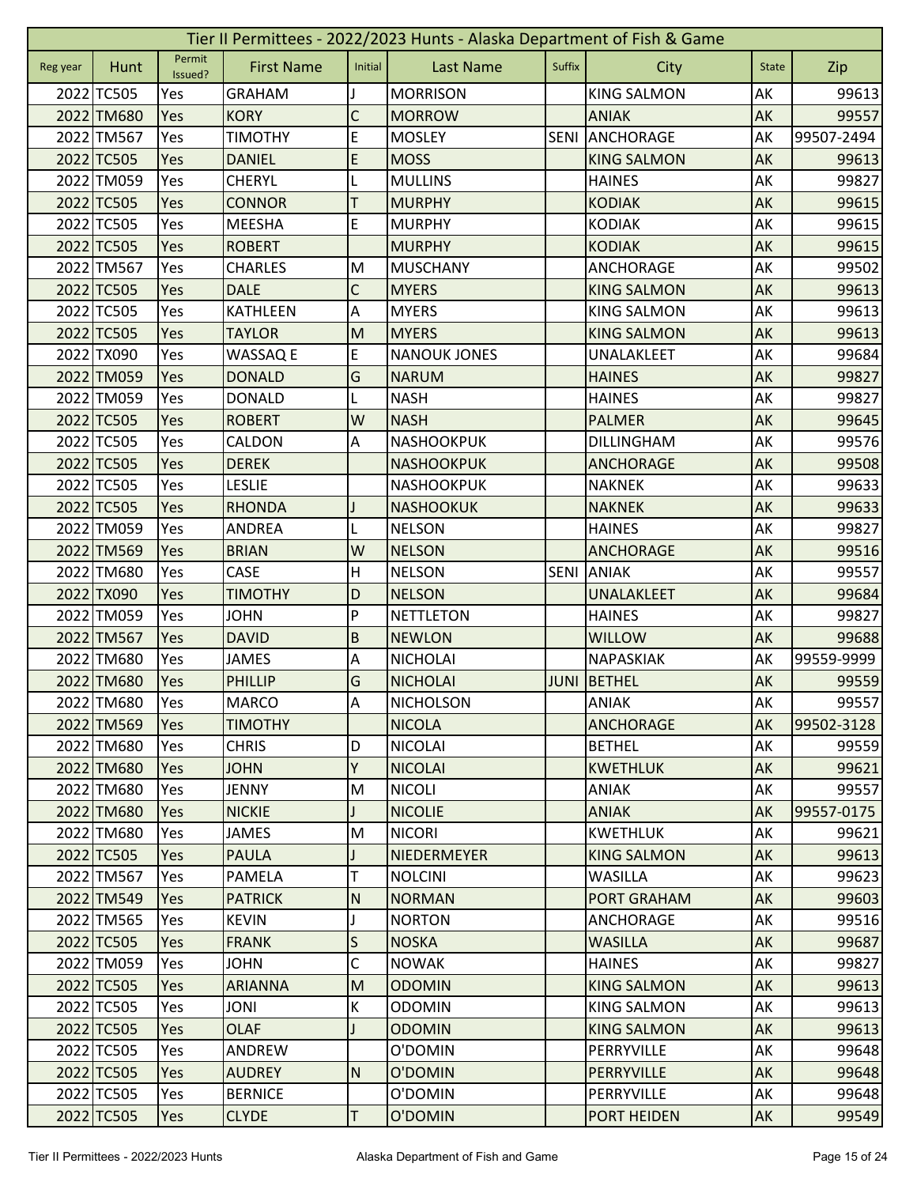# Tier II Permittees - 2022/2023 Hunts - Alaska Department of Fish & Game

| Reg year | Hunt | Permit Issued? | First Name | Initial | Last Name | Suffix | City | State | Zip |
|---|---|---|---|---|---|---|---|---|---|
| 2022 | TC505 | Yes | GRAHAM | J | MORRISON | | KING SALMON | AK | 99613 |
| 2022 | TM680 | Yes | KORY | C | MORROW | | ANIAK | AK | 99557 |
| 2022 | TM567 | Yes | TIMOTHY | E | MOSLEY | SENI | ANCHORAGE | AK | 99507-2494 |
| 2022 | TC505 | Yes | DANIEL | E | MOSS | | KING SALMON | AK | 99613 |
| 2022 | TM059 | Yes | CHERYL | L | MULLINS | | HAINES | AK | 99827 |
| 2022 | TC505 | Yes | CONNOR | T | MURPHY | | KODIAK | AK | 99615 |
| 2022 | TC505 | Yes | MEESHA | E | MURPHY | | KODIAK | AK | 99615 |
| 2022 | TC505 | Yes | ROBERT | | MURPHY | | KODIAK | AK | 99615 |
| 2022 | TM567 | Yes | CHARLES | M | MUSCHANY | | ANCHORAGE | AK | 99502 |
| 2022 | TC505 | Yes | DALE | C | MYERS | | KING SALMON | AK | 99613 |
| 2022 | TC505 | Yes | KATHLEEN | A | MYERS | | KING SALMON | AK | 99613 |
| 2022 | TC505 | Yes | TAYLOR | M | MYERS | | KING SALMON | AK | 99613 |
| 2022 | TX090 | Yes | WASSAQ E | E | NANOUK JONES | | UNALAKLEET | AK | 99684 |
| 2022 | TM059 | Yes | DONALD | G | NARUM | | HAINES | AK | 99827 |
| 2022 | TM059 | Yes | DONALD | L | NASH | | HAINES | AK | 99827 |
| 2022 | TC505 | Yes | ROBERT | W | NASH | | PALMER | AK | 99645 |
| 2022 | TC505 | Yes | CALDON | A | NASHOOKPUK | | DILLINGHAM | AK | 99576 |
| 2022 | TC505 | Yes | DEREK | | NASHOOKPUK | | ANCHORAGE | AK | 99508 |
| 2022 | TC505 | Yes | LESLIE | | NASHOOKPUK | | NAKNEK | AK | 99633 |
| 2022 | TC505 | Yes | RHONDA | J | NASHOOKUK | | NAKNEK | AK | 99633 |
| 2022 | TM059 | Yes | ANDREA | L | NELSON | | HAINES | AK | 99827 |
| 2022 | TM569 | Yes | BRIAN | W | NELSON | | ANCHORAGE | AK | 99516 |
| 2022 | TM680 | Yes | CASE | H | NELSON | SENI | ANIAK | AK | 99557 |
| 2022 | TX090 | Yes | TIMOTHY | D | NELSON | | UNALAKLEET | AK | 99684 |
| 2022 | TM059 | Yes | JOHN | P | NETTLETON | | HAINES | AK | 99827 |
| 2022 | TM567 | Yes | DAVID | B | NEWLON | | WILLOW | AK | 99688 |
| 2022 | TM680 | Yes | JAMES | A | NICHOLAI | | NAPASKIAK | AK | 99559-9999 |
| 2022 | TM680 | Yes | PHILLIP | G | NICHOLAI | JUNI | BETHEL | AK | 99559 |
| 2022 | TM680 | Yes | MARCO | A | NICHOLSON | | ANIAK | AK | 99557 |
| 2022 | TM569 | Yes | TIMOTHY | | NICOLA | | ANCHORAGE | AK | 99502-3128 |
| 2022 | TM680 | Yes | CHRIS | D | NICOLAI | | BETHEL | AK | 99559 |
| 2022 | TM680 | Yes | JOHN | Y | NICOLAI | | KWETHLUK | AK | 99621 |
| 2022 | TM680 | Yes | JENNY | M | NICOLI | | ANIAK | AK | 99557 |
| 2022 | TM680 | Yes | NICKIE | J | NICOLIE | | ANIAK | AK | 99557-0175 |
| 2022 | TM680 | Yes | JAMES | M | NICORI | | KWETHLUK | AK | 99621 |
| 2022 | TC505 | Yes | PAULA | J | NIEDERMEYER | | KING SALMON | AK | 99613 |
| 2022 | TM567 | Yes | PAMELA | T | NOLCINI | | WASILLA | AK | 99623 |
| 2022 | TM549 | Yes | PATRICK | N | NORMAN | | PORT GRAHAM | AK | 99603 |
| 2022 | TM565 | Yes | KEVIN | J | NORTON | | ANCHORAGE | AK | 99516 |
| 2022 | TC505 | Yes | FRANK | S | NOSKA | | WASILLA | AK | 99687 |
| 2022 | TM059 | Yes | JOHN | C | NOWAK | | HAINES | AK | 99827 |
| 2022 | TC505 | Yes | ARIANNA | M | ODOMIN | | KING SALMON | AK | 99613 |
| 2022 | TC505 | Yes | JONI | K | ODOMIN | | KING SALMON | AK | 99613 |
| 2022 | TC505 | Yes | OLAF | J | ODOMIN | | KING SALMON | AK | 99613 |
| 2022 | TC505 | Yes | ANDREW | | O'DOMIN | | PERRYVILLE | AK | 99648 |
| 2022 | TC505 | Yes | AUDREY | N | O'DOMIN | | PERRYVILLE | AK | 99648 |
| 2022 | TC505 | Yes | BERNICE | | O'DOMIN | | PERRYVILLE | AK | 99648 |
| 2022 | TC505 | Yes | CLYDE | T | O'DOMIN | | PORT HEIDEN | AK | 99549 |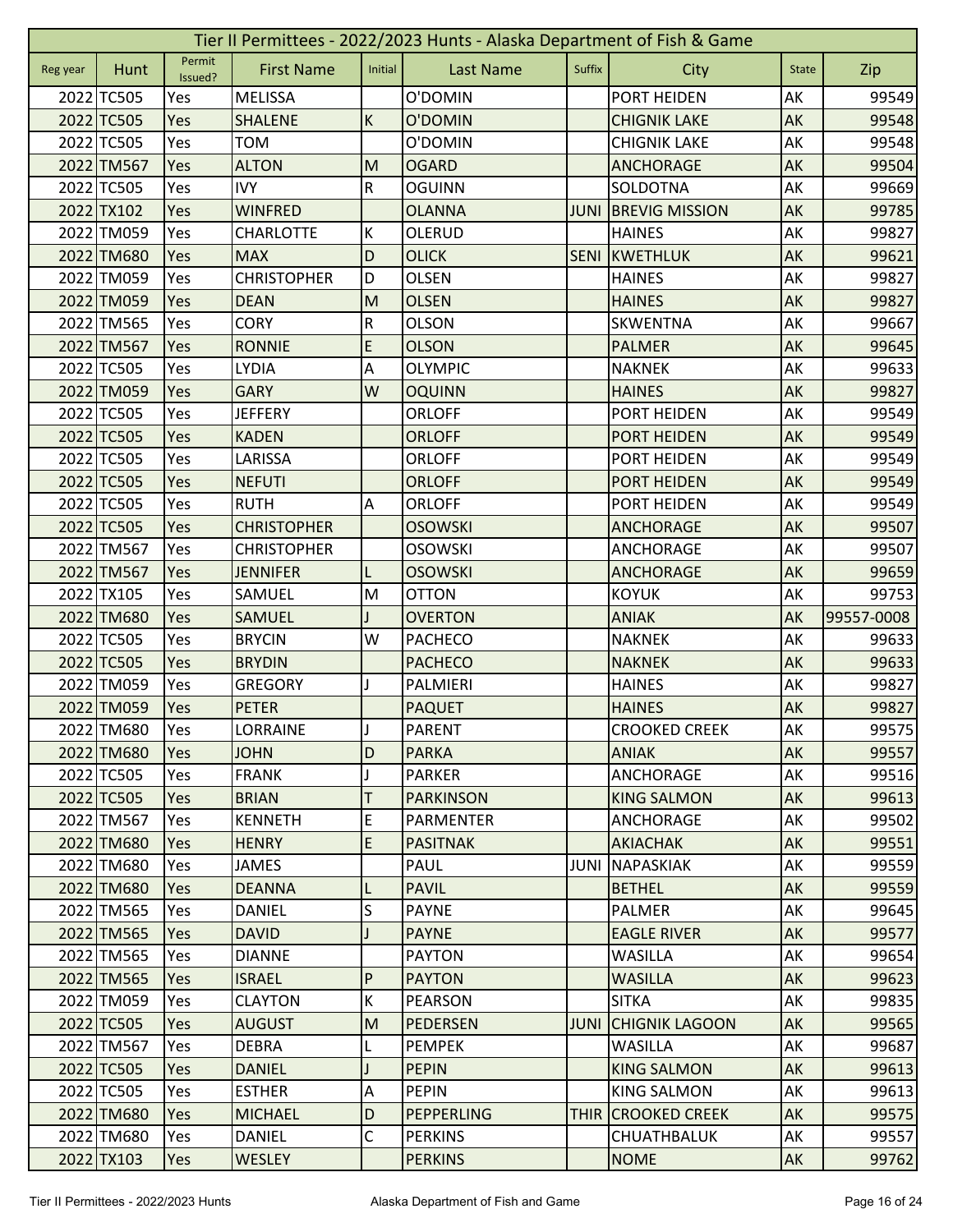# Tier II Permittees - 2022/2023 Hunts - Alaska Department of Fish & Game

| Reg year | Hunt | Permit Issued? | First Name | Initial | Last Name | Suffix | City | State | Zip |
|---|---|---|---|---|---|---|---|---|---|
| 2022 | TC505 | Yes | MELISSA | | O'DOMIN | | PORT HEIDEN | AK | 99549 |
| 2022 | TC505 | Yes | SHALENE | K | O'DOMIN | | CHIGNIK LAKE | AK | 99548 |
| 2022 | TC505 | Yes | TOM | | O'DOMIN | | CHIGNIK LAKE | AK | 99548 |
| 2022 | TM567 | Yes | ALTON | M | OGARD | | ANCHORAGE | AK | 99504 |
| 2022 | TC505 | Yes | IVY | R | OGUINN | | SOLDOTNA | AK | 99669 |
| 2022 | TX102 | Yes | WINFRED | | OLANNA | JUNI | BREVIG MISSION | AK | 99785 |
| 2022 | TM059 | Yes | CHARLOTTE | K | OLERUD | | HAINES | AK | 99827 |
| 2022 | TM680 | Yes | MAX | D | OLICK | SENI | KWETHLUK | AK | 99621 |
| 2022 | TM059 | Yes | CHRISTOPHER | D | OLSEN | | HAINES | AK | 99827 |
| 2022 | TM059 | Yes | DEAN | M | OLSEN | | HAINES | AK | 99827 |
| 2022 | TM565 | Yes | CORY | R | OLSON | | SKWENTNA | AK | 99667 |
| 2022 | TM567 | Yes | RONNIE | E | OLSON | | PALMER | AK | 99645 |
| 2022 | TC505 | Yes | LYDIA | A | OLYMPIC | | NAKNEK | AK | 99633 |
| 2022 | TM059 | Yes | GARY | W | OQUINN | | HAINES | AK | 99827 |
| 2022 | TC505 | Yes | JEFFERY | | ORLOFF | | PORT HEIDEN | AK | 99549 |
| 2022 | TC505 | Yes | KADEN | | ORLOFF | | PORT HEIDEN | AK | 99549 |
| 2022 | TC505 | Yes | LARISSA | | ORLOFF | | PORT HEIDEN | AK | 99549 |
| 2022 | TC505 | Yes | NEFUTI | | ORLOFF | | PORT HEIDEN | AK | 99549 |
| 2022 | TC505 | Yes | RUTH | A | ORLOFF | | PORT HEIDEN | AK | 99549 |
| 2022 | TC505 | Yes | CHRISTOPHER | | OSOWSKI | | ANCHORAGE | AK | 99507 |
| 2022 | TM567 | Yes | CHRISTOPHER | | OSOWSKI | | ANCHORAGE | AK | 99507 |
| 2022 | TM567 | Yes | JENNIFER | L | OSOWSKI | | ANCHORAGE | AK | 99659 |
| 2022 | TX105 | Yes | SAMUEL | M | OTTON | | KOYUK | AK | 99753 |
| 2022 | TM680 | Yes | SAMUEL | J | OVERTON | | ANIAK | AK | 99557-0008 |
| 2022 | TC505 | Yes | BRYCIN | W | PACHECO | | NAKNEK | AK | 99633 |
| 2022 | TC505 | Yes | BRYDIN | | PACHECO | | NAKNEK | AK | 99633 |
| 2022 | TM059 | Yes | GREGORY | J | PALMIERI | | HAINES | AK | 99827 |
| 2022 | TM059 | Yes | PETER | | PAQUET | | HAINES | AK | 99827 |
| 2022 | TM680 | Yes | LORRAINE | J | PARENT | | CROOKED CREEK | AK | 99575 |
| 2022 | TM680 | Yes | JOHN | D | PARKA | | ANIAK | AK | 99557 |
| 2022 | TC505 | Yes | FRANK | J | PARKER | | ANCHORAGE | AK | 99516 |
| 2022 | TC505 | Yes | BRIAN | T | PARKINSON | | KING SALMON | AK | 99613 |
| 2022 | TM567 | Yes | KENNETH | E | PARMENTER | | ANCHORAGE | AK | 99502 |
| 2022 | TM680 | Yes | HENRY | E | PASITNAK | | AKIACHAK | AK | 99551 |
| 2022 | TM680 | Yes | JAMES | | PAUL | JUNI | NAPASKIAK | AK | 99559 |
| 2022 | TM680 | Yes | DEANNA | L | PAVIL | | BETHEL | AK | 99559 |
| 2022 | TM565 | Yes | DANIEL | S | PAYNE | | PALMER | AK | 99645 |
| 2022 | TM565 | Yes | DAVID | J | PAYNE | | EAGLE RIVER | AK | 99577 |
| 2022 | TM565 | Yes | DIANNE | | PAYTON | | WASILLA | AK | 99654 |
| 2022 | TM565 | Yes | ISRAEL | P | PAYTON | | WASILLA | AK | 99623 |
| 2022 | TM059 | Yes | CLAYTON | K | PEARSON | | SITKA | AK | 99835 |
| 2022 | TC505 | Yes | AUGUST | M | PEDERSEN | JUNI | CHIGNIK LAGOON | AK | 99565 |
| 2022 | TM567 | Yes | DEBRA | L | PEMPEK | | WASILLA | AK | 99687 |
| 2022 | TC505 | Yes | DANIEL | J | PEPIN | | KING SALMON | AK | 99613 |
| 2022 | TC505 | Yes | ESTHER | A | PEPIN | | KING SALMON | AK | 99613 |
| 2022 | TM680 | Yes | MICHAEL | D | PEPPERLING | THIR | CROOKED CREEK | AK | 99575 |
| 2022 | TM680 | Yes | DANIEL | C | PERKINS | | CHUATHBALUK | AK | 99557 |
| 2022 | TX103 | Yes | WESLEY | | PERKINS | | NOME | AK | 99762 |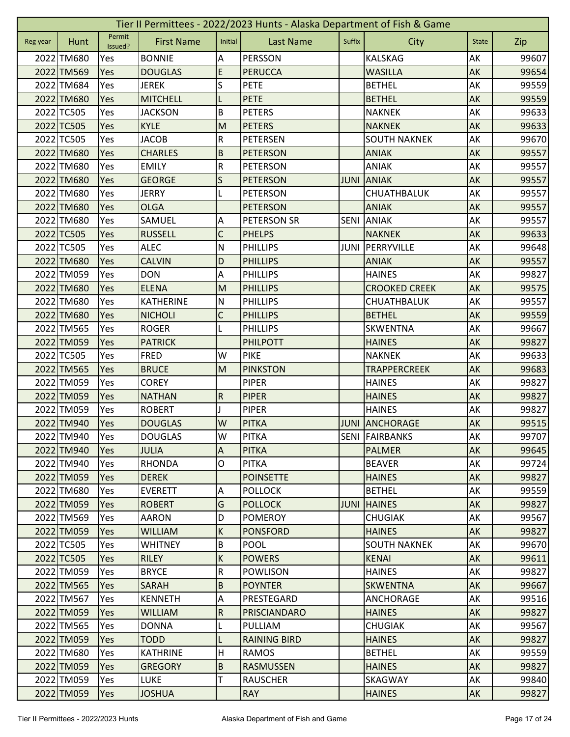# Tier II Permittees - 2022/2023 Hunts - Alaska Department of Fish & Game

| Reg year | Hunt | Permit Issued? | First Name | Initial | Last Name | Suffix | City | State | Zip |
|---|---|---|---|---|---|---|---|---|---|
| 2022 | TM680 | Yes | BONNIE | A | PERSSON | | KALSKAG | AK | 99607 |
| 2022 | TM569 | Yes | DOUGLAS | E | PERUCCA | | WASILLA | AK | 99654 |
| 2022 | TM684 | Yes | JEREK | S | PETE | | BETHEL | AK | 99559 |
| 2022 | TM680 | Yes | MITCHELL | L | PETE | | BETHEL | AK | 99559 |
| 2022 | TC505 | Yes | JACKSON | B | PETERS | | NAKNEK | AK | 99633 |
| 2022 | TC505 | Yes | KYLE | M | PETERS | | NAKNEK | AK | 99633 |
| 2022 | TC505 | Yes | JACOB | R | PETERSEN | | SOUTH NAKNEK | AK | 99670 |
| 2022 | TM680 | Yes | CHARLES | B | PETERSON | | ANIAK | AK | 99557 |
| 2022 | TM680 | Yes | EMILY | R | PETERSON | | ANIAK | AK | 99557 |
| 2022 | TM680 | Yes | GEORGE | S | PETERSON | JUNI | ANIAK | AK | 99557 |
| 2022 | TM680 | Yes | JERRY | L | PETERSON | | CHUATHBALUK | AK | 99557 |
| 2022 | TM680 | Yes | OLGA | | PETERSON | | ANIAK | AK | 99557 |
| 2022 | TM680 | Yes | SAMUEL | A | PETERSON SR | SENI | ANIAK | AK | 99557 |
| 2022 | TC505 | Yes | RUSSELL | C | PHELPS | | NAKNEK | AK | 99633 |
| 2022 | TC505 | Yes | ALEC | N | PHILLIPS | JUNI | PERRYVILLE | AK | 99648 |
| 2022 | TM680 | Yes | CALVIN | D | PHILLIPS | | ANIAK | AK | 99557 |
| 2022 | TM059 | Yes | DON | A | PHILLIPS | | HAINES | AK | 99827 |
| 2022 | TM680 | Yes | ELENA | M | PHILLIPS | | CROOKED CREEK | AK | 99575 |
| 2022 | TM680 | Yes | KATHERINE | N | PHILLIPS | | CHUATHBALUK | AK | 99557 |
| 2022 | TM680 | Yes | NICHOLI | C | PHILLIPS | | BETHEL | AK | 99559 |
| 2022 | TM565 | Yes | ROGER | L | PHILLIPS | | SKWENTNA | AK | 99667 |
| 2022 | TM059 | Yes | PATRICK | | PHILPOTT | | HAINES | AK | 99827 |
| 2022 | TC505 | Yes | FRED | W | PIKE | | NAKNEK | AK | 99633 |
| 2022 | TM565 | Yes | BRUCE | M | PINKSTON | | TRAPPERCREEK | AK | 99683 |
| 2022 | TM059 | Yes | COREY | | PIPER | | HAINES | AK | 99827 |
| 2022 | TM059 | Yes | NATHAN | R | PIPER | | HAINES | AK | 99827 |
| 2022 | TM059 | Yes | ROBERT | J | PIPER | | HAINES | AK | 99827 |
| 2022 | TM940 | Yes | DOUGLAS | W | PITKA | JUNI | ANCHORAGE | AK | 99515 |
| 2022 | TM940 | Yes | DOUGLAS | W | PITKA | SENI | FAIRBANKS | AK | 99707 |
| 2022 | TM940 | Yes | JULIA | A | PITKA | | PALMER | AK | 99645 |
| 2022 | TM940 | Yes | RHONDA | O | PITKA | | BEAVER | AK | 99724 |
| 2022 | TM059 | Yes | DEREK | | POINSETTE | | HAINES | AK | 99827 |
| 2022 | TM680 | Yes | EVERETT | A | POLLOCK | | BETHEL | AK | 99559 |
| 2022 | TM059 | Yes | ROBERT | G | POLLOCK | JUNI | HAINES | AK | 99827 |
| 2022 | TM569 | Yes | AARON | D | POMEROY | | CHUGIAK | AK | 99567 |
| 2022 | TM059 | Yes | WILLIAM | K | PONSFORD | | HAINES | AK | 99827 |
| 2022 | TC505 | Yes | WHITNEY | B | POOL | | SOUTH NAKNEK | AK | 99670 |
| 2022 | TC505 | Yes | RILEY | K | POWERS | | KENAI | AK | 99611 |
| 2022 | TM059 | Yes | BRYCE | R | POWLISON | | HAINES | AK | 99827 |
| 2022 | TM565 | Yes | SARAH | B | POYNTER | | SKWENTNA | AK | 99667 |
| 2022 | TM567 | Yes | KENNETH | A | PRESTEGARD | | ANCHORAGE | AK | 99516 |
| 2022 | TM059 | Yes | WILLIAM | R | PRISCIANDARO | | HAINES | AK | 99827 |
| 2022 | TM565 | Yes | DONNA | L | PULLIAM | | CHUGIAK | AK | 99567 |
| 2022 | TM059 | Yes | TODD | L | RAINING BIRD | | HAINES | AK | 99827 |
| 2022 | TM680 | Yes | KATHRINE | H | RAMOS | | BETHEL | AK | 99559 |
| 2022 | TM059 | Yes | GREGORY | B | RASMUSSEN | | HAINES | AK | 99827 |
| 2022 | TM059 | Yes | LUKE | T | RAUSCHER | | SKAGWAY | AK | 99840 |
| 2022 | TM059 | Yes | JOSHUA | | RAY | | HAINES | AK | 99827 |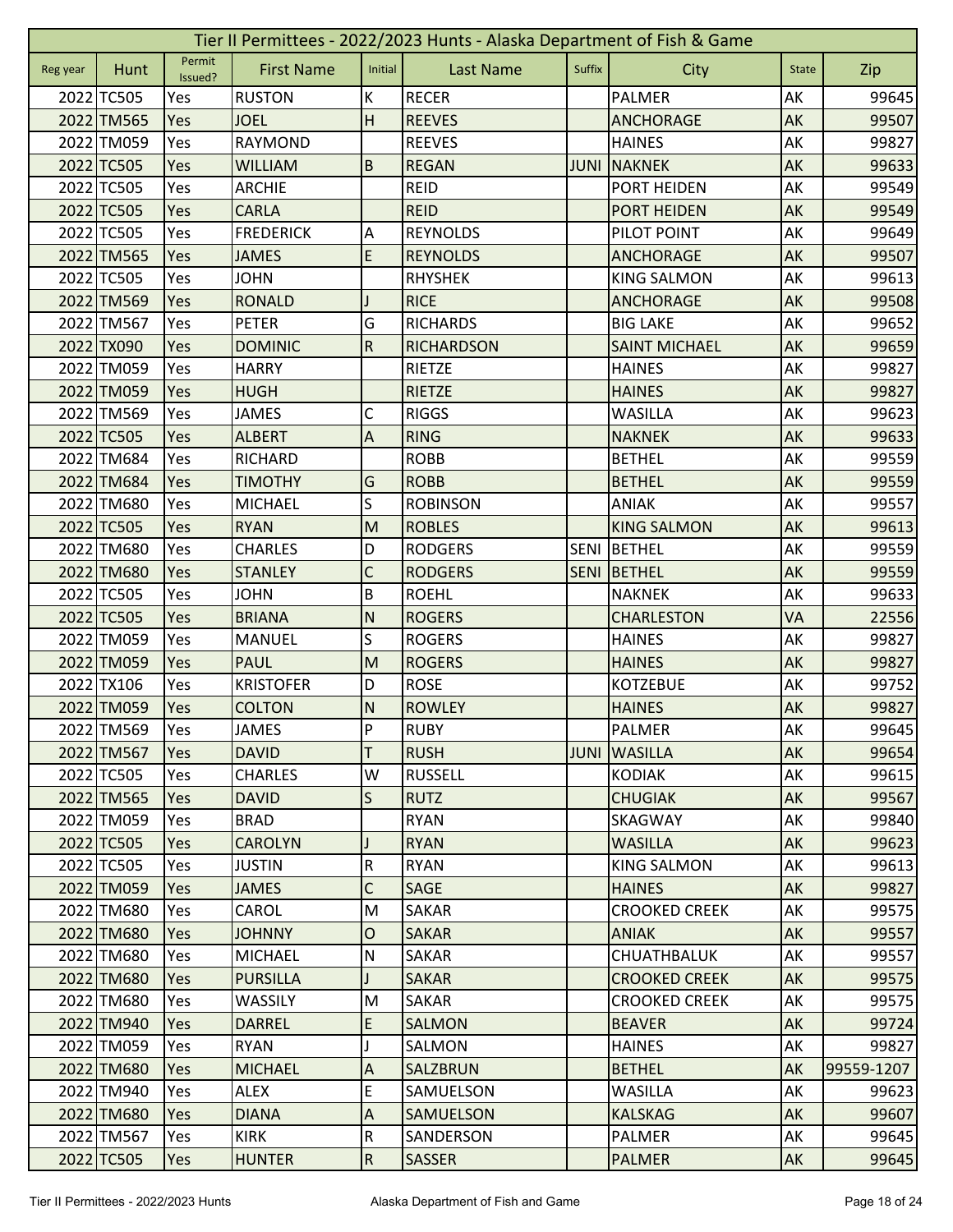| Tier II Permittees - 2022/2023 Hunts - Alaska Department of Fish & Game | | | | | | | | | |
|---|---|---|---|---|---|---|---|---|---|
| Reg year | Hunt | Permit Issued? | First Name | Initial | Last Name | Suffix | City | State | Zip |
| 2022 | TC505 | Yes | RUSTON | K | RECER | | PALMER | AK | 99645 |
| 2022 | TM565 | Yes | JOEL | H | REEVES | | ANCHORAGE | AK | 99507 |
| 2022 | TM059 | Yes | RAYMOND | | REEVES | | HAINES | AK | 99827 |
| 2022 | TC505 | Yes | WILLIAM | B | REGAN | JUNI | NAKNEK | AK | 99633 |
| 2022 | TC505 | Yes | ARCHIE | | REID | | PORT HEIDEN | AK | 99549 |
| 2022 | TC505 | Yes | CARLA | | REID | | PORT HEIDEN | AK | 99549 |
| 2022 | TC505 | Yes | FREDERICK | A | REYNOLDS | | PILOT POINT | AK | 99649 |
| 2022 | TM565 | Yes | JAMES | E | REYNOLDS | | ANCHORAGE | AK | 99507 |
| 2022 | TC505 | Yes | JOHN | | RHYSHEK | | KING SALMON | AK | 99613 |
| 2022 | TM569 | Yes | RONALD | J | RICE | | ANCHORAGE | AK | 99508 |
| 2022 | TM567 | Yes | PETER | G | RICHARDS | | BIG LAKE | AK | 99652 |
| 2022 | TX090 | Yes | DOMINIC | R | RICHARDSON | | SAINT MICHAEL | AK | 99659 |
| 2022 | TM059 | Yes | HARRY | | RIETZE | | HAINES | AK | 99827 |
| 2022 | TM059 | Yes | HUGH | | RIETZE | | HAINES | AK | 99827 |
| 2022 | TM569 | Yes | JAMES | C | RIGGS | | WASILLA | AK | 99623 |
| 2022 | TC505 | Yes | ALBERT | A | RING | | NAKNEK | AK | 99633 |
| 2022 | TM684 | Yes | RICHARD | | ROBB | | BETHEL | AK | 99559 |
| 2022 | TM684 | Yes | TIMOTHY | G | ROBB | | BETHEL | AK | 99559 |
| 2022 | TM680 | Yes | MICHAEL | S | ROBINSON | | ANIAK | AK | 99557 |
| 2022 | TC505 | Yes | RYAN | M | ROBLES | | KING SALMON | AK | 99613 |
| 2022 | TM680 | Yes | CHARLES | D | RODGERS | SENI | BETHEL | AK | 99559 |
| 2022 | TM680 | Yes | STANLEY | C | RODGERS | SENI | BETHEL | AK | 99559 |
| 2022 | TC505 | Yes | JOHN | B | ROEHL | | NAKNEK | AK | 99633 |
| 2022 | TC505 | Yes | BRIANA | N | ROGERS | | CHARLESTON | VA | 22556 |
| 2022 | TM059 | Yes | MANUEL | S | ROGERS | | HAINES | AK | 99827 |
| 2022 | TM059 | Yes | PAUL | M | ROGERS | | HAINES | AK | 99827 |
| 2022 | TX106 | Yes | KRISTOFER | D | ROSE | | KOTZEBUE | AK | 99752 |
| 2022 | TM059 | Yes | COLTON | N | ROWLEY | | HAINES | AK | 99827 |
| 2022 | TM569 | Yes | JAMES | P | RUBY | | PALMER | AK | 99645 |
| 2022 | TM567 | Yes | DAVID | T | RUSH | JUNI | WASILLA | AK | 99654 |
| 2022 | TC505 | Yes | CHARLES | W | RUSSELL | | KODIAK | AK | 99615 |
| 2022 | TM565 | Yes | DAVID | S | RUTZ | | CHUGIAK | AK | 99567 |
| 2022 | TM059 | Yes | BRAD | | RYAN | | SKAGWAY | AK | 99840 |
| 2022 | TC505 | Yes | CAROLYN | J | RYAN | | WASILLA | AK | 99623 |
| 2022 | TC505 | Yes | JUSTIN | R | RYAN | | KING SALMON | AK | 99613 |
| 2022 | TM059 | Yes | JAMES | C | SAGE | | HAINES | AK | 99827 |
| 2022 | TM680 | Yes | CAROL | M | SAKAR | | CROOKED CREEK | AK | 99575 |
| 2022 | TM680 | Yes | JOHNNY | O | SAKAR | | ANIAK | AK | 99557 |
| 2022 | TM680 | Yes | MICHAEL | N | SAKAR | | CHUATHBALUK | AK | 99557 |
| 2022 | TM680 | Yes | PURSILLA | J | SAKAR | | CROOKED CREEK | AK | 99575 |
| 2022 | TM680 | Yes | WASSILY | M | SAKAR | | CROOKED CREEK | AK | 99575 |
| 2022 | TM940 | Yes | DARREL | E | SALMON | | BEAVER | AK | 99724 |
| 2022 | TM059 | Yes | RYAN | J | SALMON | | HAINES | AK | 99827 |
| 2022 | TM680 | Yes | MICHAEL | A | SALZBRUN | | BETHEL | AK | 99559-1207 |
| 2022 | TM940 | Yes | ALEX | E | SAMUELSON | | WASILLA | AK | 99623 |
| 2022 | TM680 | Yes | DIANA | A | SAMUELSON | | KALSKAG | AK | 99607 |
| 2022 | TM567 | Yes | KIRK | R | SANDERSON | | PALMER | AK | 99645 |
| 2022 | TC505 | Yes | HUNTER | R | SASSER | | PALMER | AK | 99645 |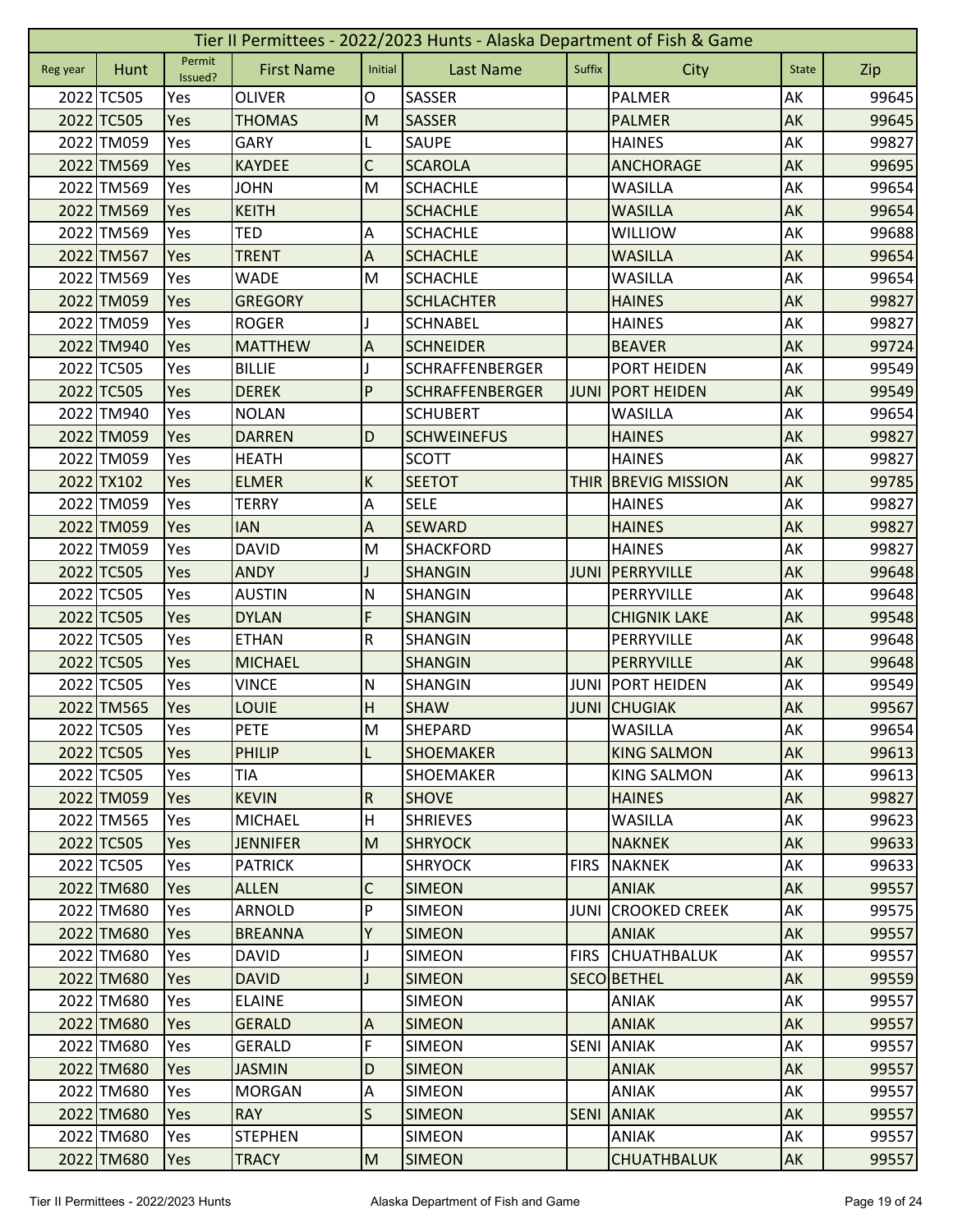| Tier II Permittees - 2022/2023 Hunts - Alaska Department of Fish & Game | | | | | | | | | |
|---|---|---|---|---|---|---|---|---|---|
| Reg year | Hunt | Permit Issued? | First Name | Initial | Last Name | Suffix | City | State | Zip |
| 2022 | TC505 | Yes | OLIVER | O | SASSER | | PALMER | AK | 99645 |
| 2022 | TC505 | Yes | THOMAS | M | SASSER | | PALMER | AK | 99645 |
| 2022 | TM059 | Yes | GARY | L | SAUPE | | HAINES | AK | 99827 |
| 2022 | TM569 | Yes | KAYDEE | C | SCAROLA | | ANCHORAGE | AK | 99695 |
| 2022 | TM569 | Yes | JOHN | M | SCHACHLE | | WASILLA | AK | 99654 |
| 2022 | TM569 | Yes | KEITH | | SCHACHLE | | WASILLA | AK | 99654 |
| 2022 | TM569 | Yes | TED | A | SCHACHLE | | WILLIOW | AK | 99688 |
| 2022 | TM567 | Yes | TRENT | A | SCHACHLE | | WASILLA | AK | 99654 |
| 2022 | TM569 | Yes | WADE | M | SCHACHLE | | WASILLA | AK | 99654 |
| 2022 | TM059 | Yes | GREGORY | | SCHLACHTER | | HAINES | AK | 99827 |
| 2022 | TM059 | Yes | ROGER | J | SCHNABEL | | HAINES | AK | 99827 |
| 2022 | TM940 | Yes | MATTHEW | A | SCHNEIDER | | BEAVER | AK | 99724 |
| 2022 | TC505 | Yes | BILLIE | J | SCHRAFFENBERGER | | PORT HEIDEN | AK | 99549 |
| 2022 | TC505 | Yes | DEREK | P | SCHRAFFENBERGER | JUNI | PORT HEIDEN | AK | 99549 |
| 2022 | TM940 | Yes | NOLAN | | SCHUBERT | | WASILLA | AK | 99654 |
| 2022 | TM059 | Yes | DARREN | D | SCHWEINEFUS | | HAINES | AK | 99827 |
| 2022 | TM059 | Yes | HEATH | | SCOTT | | HAINES | AK | 99827 |
| 2022 | TX102 | Yes | ELMER | K | SEETOT | THIR | BREVIG MISSION | AK | 99785 |
| 2022 | TM059 | Yes | TERRY | A | SELE | | HAINES | AK | 99827 |
| 2022 | TM059 | Yes | IAN | A | SEWARD | | HAINES | AK | 99827 |
| 2022 | TM059 | Yes | DAVID | M | SHACKFORD | | HAINES | AK | 99827 |
| 2022 | TC505 | Yes | ANDY | J | SHANGIN | JUNI | PERRYVILLE | AK | 99648 |
| 2022 | TC505 | Yes | AUSTIN | N | SHANGIN | | PERRYVILLE | AK | 99648 |
| 2022 | TC505 | Yes | DYLAN | F | SHANGIN | | CHIGNIK LAKE | AK | 99548 |
| 2022 | TC505 | Yes | ETHAN | R | SHANGIN | | PERRYVILLE | AK | 99648 |
| 2022 | TC505 | Yes | MICHAEL | | SHANGIN | | PERRYVILLE | AK | 99648 |
| 2022 | TC505 | Yes | VINCE | N | SHANGIN | JUNI | PORT HEIDEN | AK | 99549 |
| 2022 | TM565 | Yes | LOUIE | H | SHAW | JUNI | CHUGIAK | AK | 99567 |
| 2022 | TC505 | Yes | PETE | M | SHEPARD | | WASILLA | AK | 99654 |
| 2022 | TC505 | Yes | PHILIP | L | SHOEMAKER | | KING SALMON | AK | 99613 |
| 2022 | TC505 | Yes | TIA | | SHOEMAKER | | KING SALMON | AK | 99613 |
| 2022 | TM059 | Yes | KEVIN | R | SHOVE | | HAINES | AK | 99827 |
| 2022 | TM565 | Yes | MICHAEL | H | SHRIEVES | | WASILLA | AK | 99623 |
| 2022 | TC505 | Yes | JENNIFER | M | SHRYOCK | | NAKNEK | AK | 99633 |
| 2022 | TC505 | Yes | PATRICK | | SHRYOCK | FIRS | NAKNEK | AK | 99633 |
| 2022 | TM680 | Yes | ALLEN | C | SIMEON | | ANIAK | AK | 99557 |
| 2022 | TM680 | Yes | ARNOLD | P | SIMEON | JUNI | CROOKED CREEK | AK | 99575 |
| 2022 | TM680 | Yes | BREANNA | Y | SIMEON | | ANIAK | AK | 99557 |
| 2022 | TM680 | Yes | DAVID | J | SIMEON | FIRS | CHUATHBALUK | AK | 99557 |
| 2022 | TM680 | Yes | DAVID | J | SIMEON | SECO | BETHEL | AK | 99559 |
| 2022 | TM680 | Yes | ELAINE | | SIMEON | | ANIAK | AK | 99557 |
| 2022 | TM680 | Yes | GERALD | A | SIMEON | | ANIAK | AK | 99557 |
| 2022 | TM680 | Yes | GERALD | F | SIMEON | SENI | ANIAK | AK | 99557 |
| 2022 | TM680 | Yes | JASMIN | D | SIMEON | | ANIAK | AK | 99557 |
| 2022 | TM680 | Yes | MORGAN | A | SIMEON | | ANIAK | AK | 99557 |
| 2022 | TM680 | Yes | RAY | S | SIMEON | SENI | ANIAK | AK | 99557 |
| 2022 | TM680 | Yes | STEPHEN | | SIMEON | | ANIAK | AK | 99557 |
| 2022 | TM680 | Yes | TRACY | M | SIMEON | | CHUATHBALUK | AK | 99557 |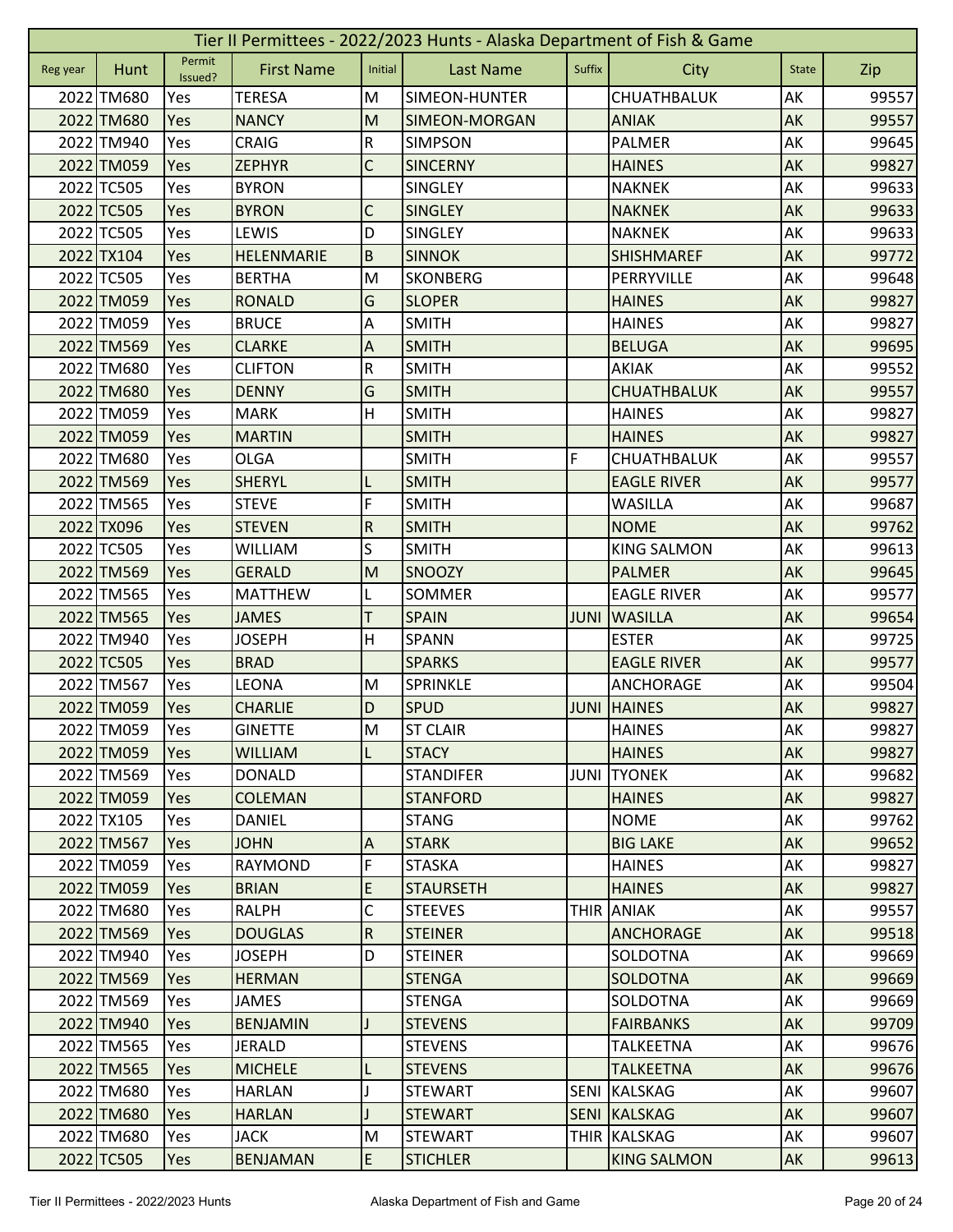| Tier II Permittees - 2022/2023 Hunts - Alaska Department of Fish & Game | | | | | | | | | |
|---|---|---|---|---|---|---|---|---|---|
| Reg year | Hunt | Permit Issued? | First Name | Initial | Last Name | Suffix | City | State | Zip |
| 2022 | TM680 | Yes | TERESA | M | SIMEON-HUNTER | | CHUATHBALUK | AK | 99557 |
| 2022 | TM680 | Yes | NANCY | M | SIMEON-MORGAN | | ANIAK | AK | 99557 |
| 2022 | TM940 | Yes | CRAIG | R | SIMPSON | | PALMER | AK | 99645 |
| 2022 | TM059 | Yes | ZEPHYR | C | SINCERNY | | HAINES | AK | 99827 |
| 2022 | TC505 | Yes | BYRON | | SINGLEY | | NAKNEK | AK | 99633 |
| 2022 | TC505 | Yes | BYRON | C | SINGLEY | | NAKNEK | AK | 99633 |
| 2022 | TC505 | Yes | LEWIS | D | SINGLEY | | NAKNEK | AK | 99633 |
| 2022 | TX104 | Yes | HELENMARIE | B | SINNOK | | SHISHMAREF | AK | 99772 |
| 2022 | TC505 | Yes | BERTHA | M | SKONBERG | | PERRYVILLE | AK | 99648 |
| 2022 | TM059 | Yes | RONALD | G | SLOPER | | HAINES | AK | 99827 |
| 2022 | TM059 | Yes | BRUCE | A | SMITH | | HAINES | AK | 99827 |
| 2022 | TM569 | Yes | CLARKE | A | SMITH | | BELUGA | AK | 99695 |
| 2022 | TM680 | Yes | CLIFTON | R | SMITH | | AKIAK | AK | 99552 |
| 2022 | TM680 | Yes | DENNY | G | SMITH | | CHUATHBALUK | AK | 99557 |
| 2022 | TM059 | Yes | MARK | H | SMITH | | HAINES | AK | 99827 |
| 2022 | TM059 | Yes | MARTIN | | SMITH | | HAINES | AK | 99827 |
| 2022 | TM680 | Yes | OLGA | | SMITH | F | CHUATHBALUK | AK | 99557 |
| 2022 | TM569 | Yes | SHERYL | L | SMITH | | EAGLE RIVER | AK | 99577 |
| 2022 | TM565 | Yes | STEVE | F | SMITH | | WASILLA | AK | 99687 |
| 2022 | TX096 | Yes | STEVEN | R | SMITH | | NOME | AK | 99762 |
| 2022 | TC505 | Yes | WILLIAM | S | SMITH | | KING SALMON | AK | 99613 |
| 2022 | TM569 | Yes | GERALD | M | SNOOZY | | PALMER | AK | 99645 |
| 2022 | TM565 | Yes | MATTHEW | L | SOMMER | | EAGLE RIVER | AK | 99577 |
| 2022 | TM565 | Yes | JAMES | T | SPAIN | JUNI | WASILLA | AK | 99654 |
| 2022 | TM940 | Yes | JOSEPH | H | SPANN | | ESTER | AK | 99725 |
| 2022 | TC505 | Yes | BRAD | | SPARKS | | EAGLE RIVER | AK | 99577 |
| 2022 | TM567 | Yes | LEONA | M | SPRINKLE | | ANCHORAGE | AK | 99504 |
| 2022 | TM059 | Yes | CHARLIE | D | SPUD | JUNI | HAINES | AK | 99827 |
| 2022 | TM059 | Yes | GINETTE | M | ST CLAIR | | HAINES | AK | 99827 |
| 2022 | TM059 | Yes | WILLIAM | L | STACY | | HAINES | AK | 99827 |
| 2022 | TM569 | Yes | DONALD | | STANDIFER | JUNI | TYONEK | AK | 99682 |
| 2022 | TM059 | Yes | COLEMAN | | STANFORD | | HAINES | AK | 99827 |
| 2022 | TX105 | Yes | DANIEL | | STANG | | NOME | AK | 99762 |
| 2022 | TM567 | Yes | JOHN | A | STARK | | BIG LAKE | AK | 99652 |
| 2022 | TM059 | Yes | RAYMOND | F | STASKA | | HAINES | AK | 99827 |
| 2022 | TM059 | Yes | BRIAN | E | STAURSETH | | HAINES | AK | 99827 |
| 2022 | TM680 | Yes | RALPH | C | STEEVES | THIR | ANIAK | AK | 99557 |
| 2022 | TM569 | Yes | DOUGLAS | R | STEINER | | ANCHORAGE | AK | 99518 |
| 2022 | TM940 | Yes | JOSEPH | D | STEINER | | SOLDOTNA | AK | 99669 |
| 2022 | TM569 | Yes | HERMAN | | STENGA | | SOLDOTNA | AK | 99669 |
| 2022 | TM569 | Yes | JAMES | | STENGA | | SOLDOTNA | AK | 99669 |
| 2022 | TM940 | Yes | BENJAMIN | J | STEVENS | | FAIRBANKS | AK | 99709 |
| 2022 | TM565 | Yes | JERALD | | STEVENS | | TALKEETNA | AK | 99676 |
| 2022 | TM565 | Yes | MICHELE | L | STEVENS | | TALKEETNA | AK | 99676 |
| 2022 | TM680 | Yes | HARLAN | J | STEWART | SENI | KALSKAG | AK | 99607 |
| 2022 | TM680 | Yes | HARLAN | J | STEWART | SENI | KALSKAG | AK | 99607 |
| 2022 | TM680 | Yes | JACK | M | STEWART | THIR | KALSKAG | AK | 99607 |
| 2022 | TC505 | Yes | BENJAMAN | E | STICHLER | | KING SALMON | AK | 99613 |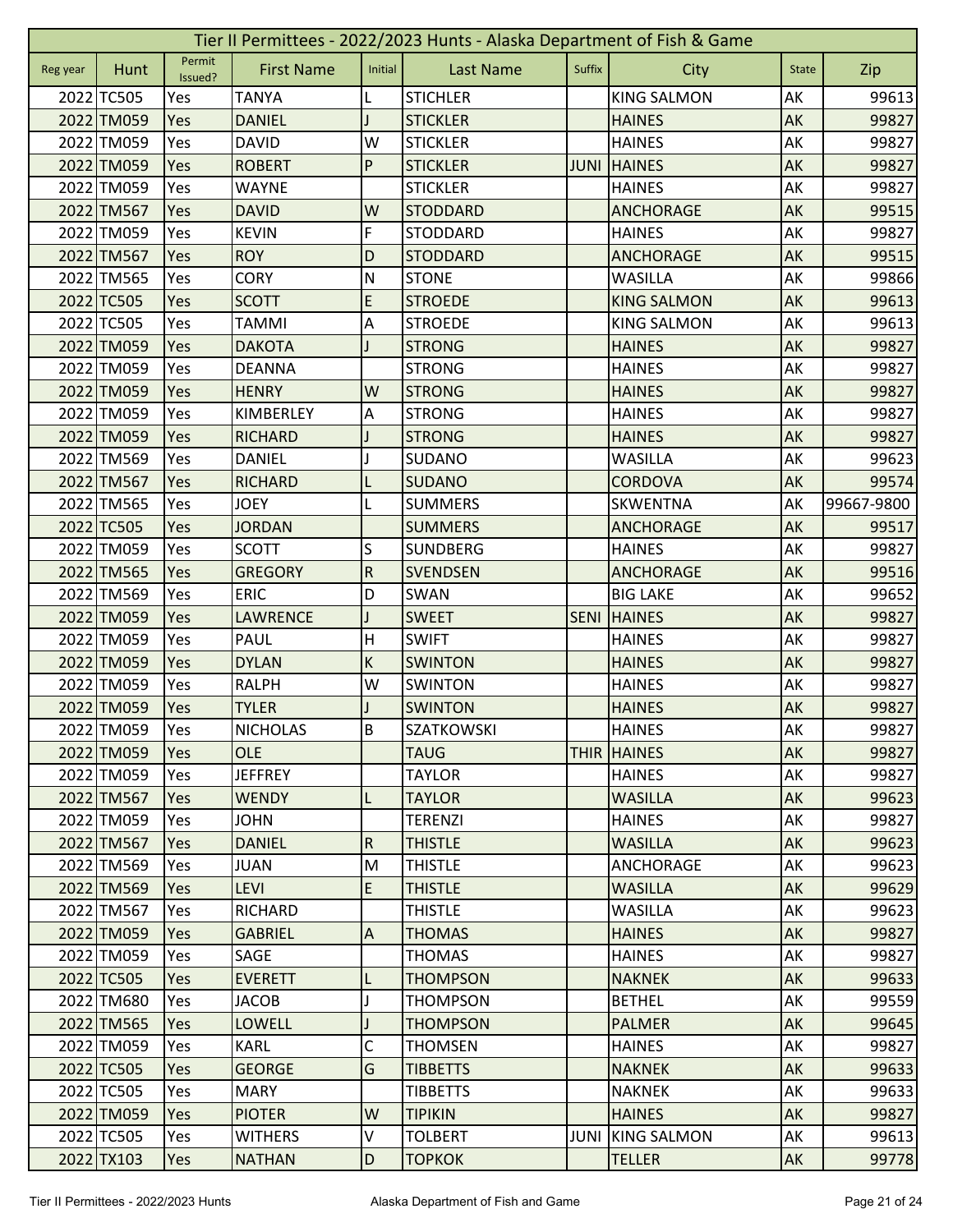# Tier II Permittees - 2022/2023 Hunts - Alaska Department of Fish & Game

| Reg year | Hunt | Permit Issued? | First Name | Initial | Last Name | Suffix | City | State | Zip |
|---|---|---|---|---|---|---|---|---|---|
| 2022 | TC505 | Yes | TANYA | L | STICHLER | | KING SALMON | AK | 99613 |
| 2022 | TM059 | Yes | DANIEL | J | STICKLER | | HAINES | AK | 99827 |
| 2022 | TM059 | Yes | DAVID | W | STICKLER | | HAINES | AK | 99827 |
| 2022 | TM059 | Yes | ROBERT | P | STICKLER | JUNI | HAINES | AK | 99827 |
| 2022 | TM059 | Yes | WAYNE | | STICKLER | | HAINES | AK | 99827 |
| 2022 | TM567 | Yes | DAVID | W | STODDARD | | ANCHORAGE | AK | 99515 |
| 2022 | TM059 | Yes | KEVIN | F | STODDARD | | HAINES | AK | 99827 |
| 2022 | TM567 | Yes | ROY | D | STODDARD | | ANCHORAGE | AK | 99515 |
| 2022 | TM565 | Yes | CORY | N | STONE | | WASILLA | AK | 99866 |
| 2022 | TC505 | Yes | SCOTT | E | STROEDE | | KING SALMON | AK | 99613 |
| 2022 | TC505 | Yes | TAMMI | A | STROEDE | | KING SALMON | AK | 99613 |
| 2022 | TM059 | Yes | DAKOTA | J | STRONG | | HAINES | AK | 99827 |
| 2022 | TM059 | Yes | DEANNA | | STRONG | | HAINES | AK | 99827 |
| 2022 | TM059 | Yes | HENRY | W | STRONG | | HAINES | AK | 99827 |
| 2022 | TM059 | Yes | KIMBERLEY | A | STRONG | | HAINES | AK | 99827 |
| 2022 | TM059 | Yes | RICHARD | J | STRONG | | HAINES | AK | 99827 |
| 2022 | TM569 | Yes | DANIEL | J | SUDANO | | WASILLA | AK | 99623 |
| 2022 | TM567 | Yes | RICHARD | L | SUDANO | | CORDOVA | AK | 99574 |
| 2022 | TM565 | Yes | JOEY | L | SUMMERS | | SKWENTNA | AK | 99667-9800 |
| 2022 | TC505 | Yes | JORDAN | | SUMMERS | | ANCHORAGE | AK | 99517 |
| 2022 | TM059 | Yes | SCOTT | S | SUNDBERG | | HAINES | AK | 99827 |
| 2022 | TM565 | Yes | GREGORY | R | SVENDSEN | | ANCHORAGE | AK | 99516 |
| 2022 | TM569 | Yes | ERIC | D | SWAN | | BIG LAKE | AK | 99652 |
| 2022 | TM059 | Yes | LAWRENCE | J | SWEET | SENI | HAINES | AK | 99827 |
| 2022 | TM059 | Yes | PAUL | H | SWIFT | | HAINES | AK | 99827 |
| 2022 | TM059 | Yes | DYLAN | K | SWINTON | | HAINES | AK | 99827 |
| 2022 | TM059 | Yes | RALPH | W | SWINTON | | HAINES | AK | 99827 |
| 2022 | TM059 | Yes | TYLER | J | SWINTON | | HAINES | AK | 99827 |
| 2022 | TM059 | Yes | NICHOLAS | B | SZATKOWSKI | | HAINES | AK | 99827 |
| 2022 | TM059 | Yes | OLE | | TAUG | THIR | HAINES | AK | 99827 |
| 2022 | TM059 | Yes | JEFFREY | | TAYLOR | | HAINES | AK | 99827 |
| 2022 | TM567 | Yes | WENDY | L | TAYLOR | | WASILLA | AK | 99623 |
| 2022 | TM059 | Yes | JOHN | | TERENZI | | HAINES | AK | 99827 |
| 2022 | TM567 | Yes | DANIEL | R | THISTLE | | WASILLA | AK | 99623 |
| 2022 | TM569 | Yes | JUAN | M | THISTLE | | ANCHORAGE | AK | 99623 |
| 2022 | TM569 | Yes | LEVI | E | THISTLE | | WASILLA | AK | 99629 |
| 2022 | TM567 | Yes | RICHARD | | THISTLE | | WASILLA | AK | 99623 |
| 2022 | TM059 | Yes | GABRIEL | A | THOMAS | | HAINES | AK | 99827 |
| 2022 | TM059 | Yes | SAGE | | THOMAS | | HAINES | AK | 99827 |
| 2022 | TC505 | Yes | EVERETT | L | THOMPSON | | NAKNEK | AK | 99633 |
| 2022 | TM680 | Yes | JACOB | J | THOMPSON | | BETHEL | AK | 99559 |
| 2022 | TM565 | Yes | LOWELL | J | THOMPSON | | PALMER | AK | 99645 |
| 2022 | TM059 | Yes | KARL | C | THOMSEN | | HAINES | AK | 99827 |
| 2022 | TC505 | Yes | GEORGE | G | TIBBETTS | | NAKNEK | AK | 99633 |
| 2022 | TC505 | Yes | MARY | | TIBBETTS | | NAKNEK | AK | 99633 |
| 2022 | TM059 | Yes | PIOTER | W | TIPIKIN | | HAINES | AK | 99827 |
| 2022 | TC505 | Yes | WITHERS | V | TOLBERT | JUNI | KING SALMON | AK | 99613 |
| 2022 | TX103 | Yes | NATHAN | D | TOPKOK | | TELLER | AK | 99778 |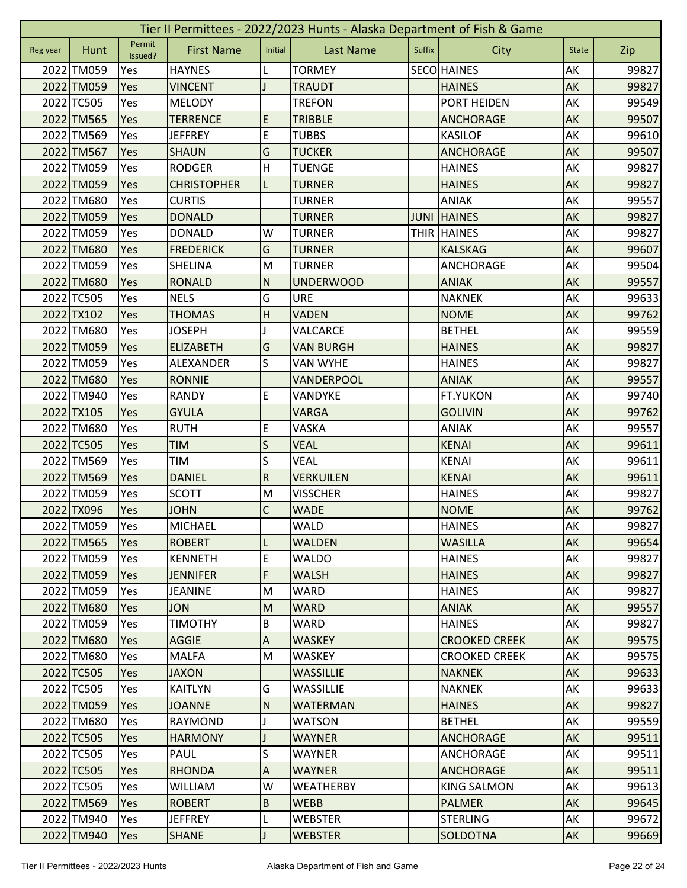# Tier II Permittees - 2022/2023 Hunts - Alaska Department of Fish & Game

| Reg year | Hunt | Permit Issued? | First Name | Initial | Last Name | Suffix | City | State | Zip |
|---|---|---|---|---|---|---|---|---|---|
| 2022 | TM059 | Yes | HAYNES | L | TORMEY | SECO | HAINES | AK | 99827 |
| 2022 | TM059 | Yes | VINCENT | J | TRAUDT | | HAINES | AK | 99827 |
| 2022 | TC505 | Yes | MELODY | | TREFON | | PORT HEIDEN | AK | 99549 |
| 2022 | TM565 | Yes | TERRENCE | E | TRIBBLE | | ANCHORAGE | AK | 99507 |
| 2022 | TM569 | Yes | JEFFREY | E | TUBBS | | KASILOF | AK | 99610 |
| 2022 | TM567 | Yes | SHAUN | G | TUCKER | | ANCHORAGE | AK | 99507 |
| 2022 | TM059 | Yes | RODGER | H | TUENGE | | HAINES | AK | 99827 |
| 2022 | TM059 | Yes | CHRISTOPHER | L | TURNER | | HAINES | AK | 99827 |
| 2022 | TM680 | Yes | CURTIS | | TURNER | | ANIAK | AK | 99557 |
| 2022 | TM059 | Yes | DONALD | | TURNER | JUNI | HAINES | AK | 99827 |
| 2022 | TM059 | Yes | DONALD | W | TURNER | THIR | HAINES | AK | 99827 |
| 2022 | TM680 | Yes | FREDERICK | G | TURNER | | KALSKAG | AK | 99607 |
| 2022 | TM059 | Yes | SHELINA | M | TURNER | | ANCHORAGE | AK | 99504 |
| 2022 | TM680 | Yes | RONALD | N | UNDERWOOD | | ANIAK | AK | 99557 |
| 2022 | TC505 | Yes | NELS | G | URE | | NAKNEK | AK | 99633 |
| 2022 | TX102 | Yes | THOMAS | H | VADEN | | NOME | AK | 99762 |
| 2022 | TM680 | Yes | JOSEPH | J | VALCARCE | | BETHEL | AK | 99559 |
| 2022 | TM059 | Yes | ELIZABETH | G | VAN BURGH | | HAINES | AK | 99827 |
| 2022 | TM059 | Yes | ALEXANDER | S | VAN WYHE | | HAINES | AK | 99827 |
| 2022 | TM680 | Yes | RONNIE | | VANDERPOOL | | ANIAK | AK | 99557 |
| 2022 | TM940 | Yes | RANDY | E | VANDYKE | | FT.YUKON | AK | 99740 |
| 2022 | TX105 | Yes | GYULA | | VARGA | | GOLIVIN | AK | 99762 |
| 2022 | TM680 | Yes | RUTH | E | VASKA | | ANIAK | AK | 99557 |
| 2022 | TC505 | Yes | TIM | S | VEAL | | KENAI | AK | 99611 |
| 2022 | TM569 | Yes | TIM | S | VEAL | | KENAI | AK | 99611 |
| 2022 | TM569 | Yes | DANIEL | R | VERKUILEN | | KENAI | AK | 99611 |
| 2022 | TM059 | Yes | SCOTT | M | VISSCHER | | HAINES | AK | 99827 |
| 2022 | TX096 | Yes | JOHN | C | WADE | | NOME | AK | 99762 |
| 2022 | TM059 | Yes | MICHAEL | | WALD | | HAINES | AK | 99827 |
| 2022 | TM565 | Yes | ROBERT | L | WALDEN | | WASILLA | AK | 99654 |
| 2022 | TM059 | Yes | KENNETH | E | WALDO | | HAINES | AK | 99827 |
| 2022 | TM059 | Yes | JENNIFER | F | WALSH | | HAINES | AK | 99827 |
| 2022 | TM059 | Yes | JEANINE | M | WARD | | HAINES | AK | 99827 |
| 2022 | TM680 | Yes | JON | M | WARD | | ANIAK | AK | 99557 |
| 2022 | TM059 | Yes | TIMOTHY | B | WARD | | HAINES | AK | 99827 |
| 2022 | TM680 | Yes | AGGIE | A | WASKEY | | CROOKED CREEK | AK | 99575 |
| 2022 | TM680 | Yes | MALFA | M | WASKEY | | CROOKED CREEK | AK | 99575 |
| 2022 | TC505 | Yes | JAXON | | WASSILLIE | | NAKNEK | AK | 99633 |
| 2022 | TC505 | Yes | KAITLYN | G | WASSILLIE | | NAKNEK | AK | 99633 |
| 2022 | TM059 | Yes | JOANNE | N | WATERMAN | | HAINES | AK | 99827 |
| 2022 | TM680 | Yes | RAYMOND | J | WATSON | | BETHEL | AK | 99559 |
| 2022 | TC505 | Yes | HARMONY | J | WAYNER | | ANCHORAGE | AK | 99511 |
| 2022 | TC505 | Yes | PAUL | S | WAYNER | | ANCHORAGE | AK | 99511 |
| 2022 | TC505 | Yes | RHONDA | A | WAYNER | | ANCHORAGE | AK | 99511 |
| 2022 | TC505 | Yes | WILLIAM | W | WEATHERBY | | KING SALMON | AK | 99613 |
| 2022 | TM569 | Yes | ROBERT | B | WEBB | | PALMER | AK | 99645 |
| 2022 | TM940 | Yes | JEFFREY | L | WEBSTER | | STERLING | AK | 99672 |
| 2022 | TM940 | Yes | SHANE | J | WEBSTER | | SOLDOTNA | AK | 99669 |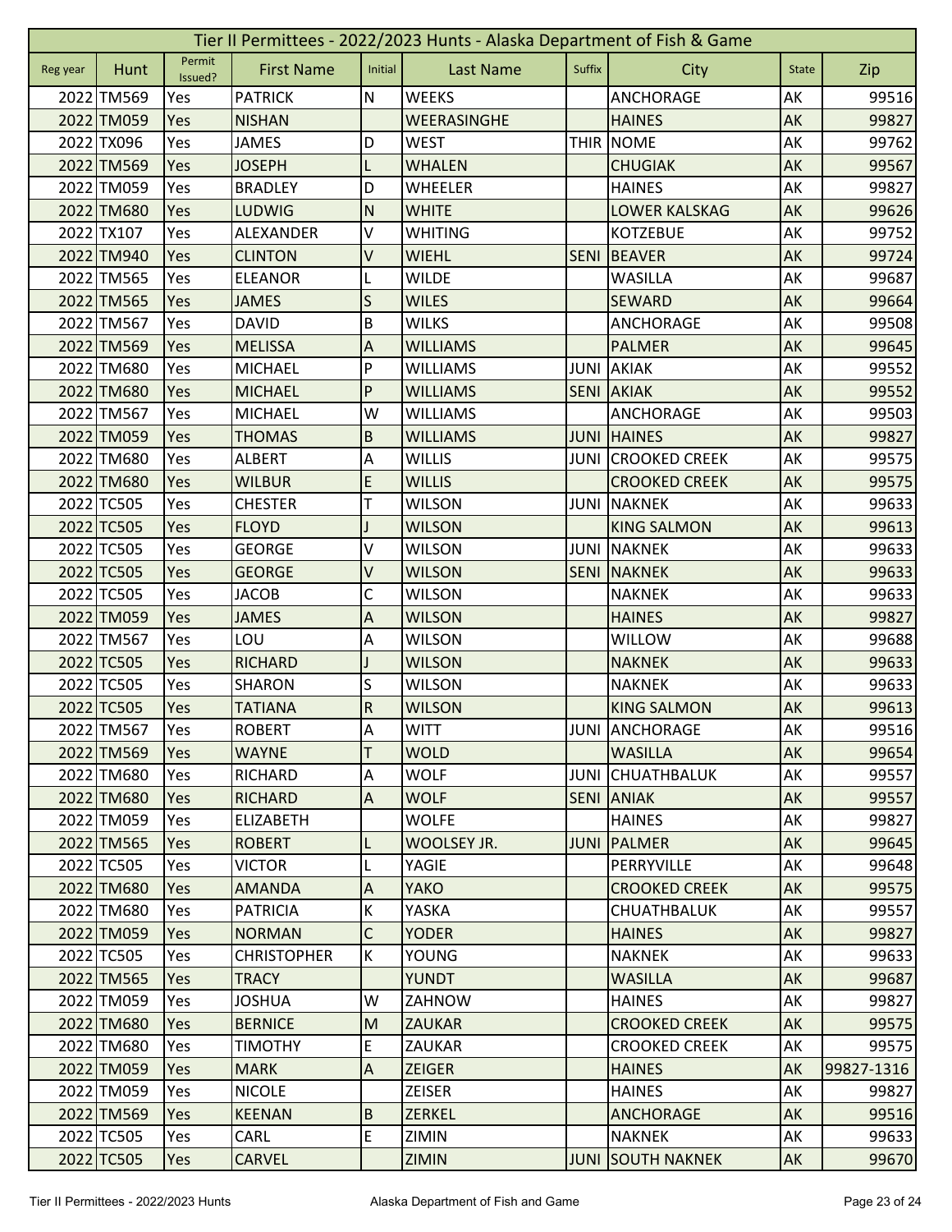# Tier II Permittees - 2022/2023 Hunts - Alaska Department of Fish & Game

| Reg year | Hunt | Permit Issued? | First Name | Initial | Last Name | Suffix | City | State | Zip |
|---|---|---|---|---|---|---|---|---|---|
| 2022 | TM569 | Yes | PATRICK | N | WEEKS | | ANCHORAGE | AK | 99516 |
| 2022 | TM059 | Yes | NISHAN | | WEERASINGHE | | HAINES | AK | 99827 |
| 2022 | TX096 | Yes | JAMES | D | WEST | THIR | NOME | AK | 99762 |
| 2022 | TM569 | Yes | JOSEPH | L | WHALEN | | CHUGIAK | AK | 99567 |
| 2022 | TM059 | Yes | BRADLEY | D | WHEELER | | HAINES | AK | 99827 |
| 2022 | TM680 | Yes | LUDWIG | N | WHITE | | LOWER KALSKAG | AK | 99626 |
| 2022 | TX107 | Yes | ALEXANDER | V | WHITING | | KOTZEBUE | AK | 99752 |
| 2022 | TM940 | Yes | CLINTON | V | WIEHL | SENI | BEAVER | AK | 99724 |
| 2022 | TM565 | Yes | ELEANOR | L | WILDE | | WASILLA | AK | 99687 |
| 2022 | TM565 | Yes | JAMES | S | WILES | | SEWARD | AK | 99664 |
| 2022 | TM567 | Yes | DAVID | B | WILKS | | ANCHORAGE | AK | 99508 |
| 2022 | TM569 | Yes | MELISSA | A | WILLIAMS | | PALMER | AK | 99645 |
| 2022 | TM680 | Yes | MICHAEL | P | WILLIAMS | JUNI | AKIAK | AK | 99552 |
| 2022 | TM680 | Yes | MICHAEL | P | WILLIAMS | SENI | AKIAK | AK | 99552 |
| 2022 | TM567 | Yes | MICHAEL | W | WILLIAMS | | ANCHORAGE | AK | 99503 |
| 2022 | TM059 | Yes | THOMAS | B | WILLIAMS | JUNI | HAINES | AK | 99827 |
| 2022 | TM680 | Yes | ALBERT | A | WILLIS | JUNI | CROOKED CREEK | AK | 99575 |
| 2022 | TM680 | Yes | WILBUR | E | WILLIS | | CROOKED CREEK | AK | 99575 |
| 2022 | TC505 | Yes | CHESTER | T | WILSON | JUNI | NAKNEK | AK | 99633 |
| 2022 | TC505 | Yes | FLOYD | J | WILSON | | KING SALMON | AK | 99613 |
| 2022 | TC505 | Yes | GEORGE | V | WILSON | JUNI | NAKNEK | AK | 99633 |
| 2022 | TC505 | Yes | GEORGE | V | WILSON | SENI | NAKNEK | AK | 99633 |
| 2022 | TC505 | Yes | JACOB | C | WILSON | | NAKNEK | AK | 99633 |
| 2022 | TM059 | Yes | JAMES | A | WILSON | | HAINES | AK | 99827 |
| 2022 | TM567 | Yes | LOU | A | WILSON | | WILLOW | AK | 99688 |
| 2022 | TC505 | Yes | RICHARD | J | WILSON | | NAKNEK | AK | 99633 |
| 2022 | TC505 | Yes | SHARON | S | WILSON | | NAKNEK | AK | 99633 |
| 2022 | TC505 | Yes | TATIANA | R | WILSON | | KING SALMON | AK | 99613 |
| 2022 | TM567 | Yes | ROBERT | A | WITT | JUNI | ANCHORAGE | AK | 99516 |
| 2022 | TM569 | Yes | WAYNE | T | WOLD | | WASILLA | AK | 99654 |
| 2022 | TM680 | Yes | RICHARD | A | WOLF | JUNI | CHUATHBALUK | AK | 99557 |
| 2022 | TM680 | Yes | RICHARD | A | WOLF | SENI | ANIAK | AK | 99557 |
| 2022 | TM059 | Yes | ELIZABETH | | WOLFE | | HAINES | AK | 99827 |
| 2022 | TM565 | Yes | ROBERT | L | WOOLSEY JR. | JUNI | PALMER | AK | 99645 |
| 2022 | TC505 | Yes | VICTOR | L | YAGIE | | PERRYVILLE | AK | 99648 |
| 2022 | TM680 | Yes | AMANDA | A | YAKO | | CROOKED CREEK | AK | 99575 |
| 2022 | TM680 | Yes | PATRICIA | K | YASKA | | CHUATHBALUK | AK | 99557 |
| 2022 | TM059 | Yes | NORMAN | C | YODER | | HAINES | AK | 99827 |
| 2022 | TC505 | Yes | CHRISTOPHER | K | YOUNG | | NAKNEK | AK | 99633 |
| 2022 | TM565 | Yes | TRACY | | YUNDT | | WASILLA | AK | 99687 |
| 2022 | TM059 | Yes | JOSHUA | W | ZAHNOW | | HAINES | AK | 99827 |
| 2022 | TM680 | Yes | BERNICE | M | ZAUKAR | | CROOKED CREEK | AK | 99575 |
| 2022 | TM680 | Yes | TIMOTHY | E | ZAUKAR | | CROOKED CREEK | AK | 99575 |
| 2022 | TM059 | Yes | MARK | A | ZEIGER | | HAINES | AK | 99827-1316 |
| 2022 | TM059 | Yes | NICOLE | | ZEISER | | HAINES | AK | 99827 |
| 2022 | TM569 | Yes | KEENAN | B | ZERKEL | | ANCHORAGE | AK | 99516 |
| 2022 | TC505 | Yes | CARL | E | ZIMIN | | NAKNEK | AK | 99633 |
| 2022 | TC505 | Yes | CARVEL | | ZIMIN | JUNI | SOUTH NAKNEK | AK | 99670 |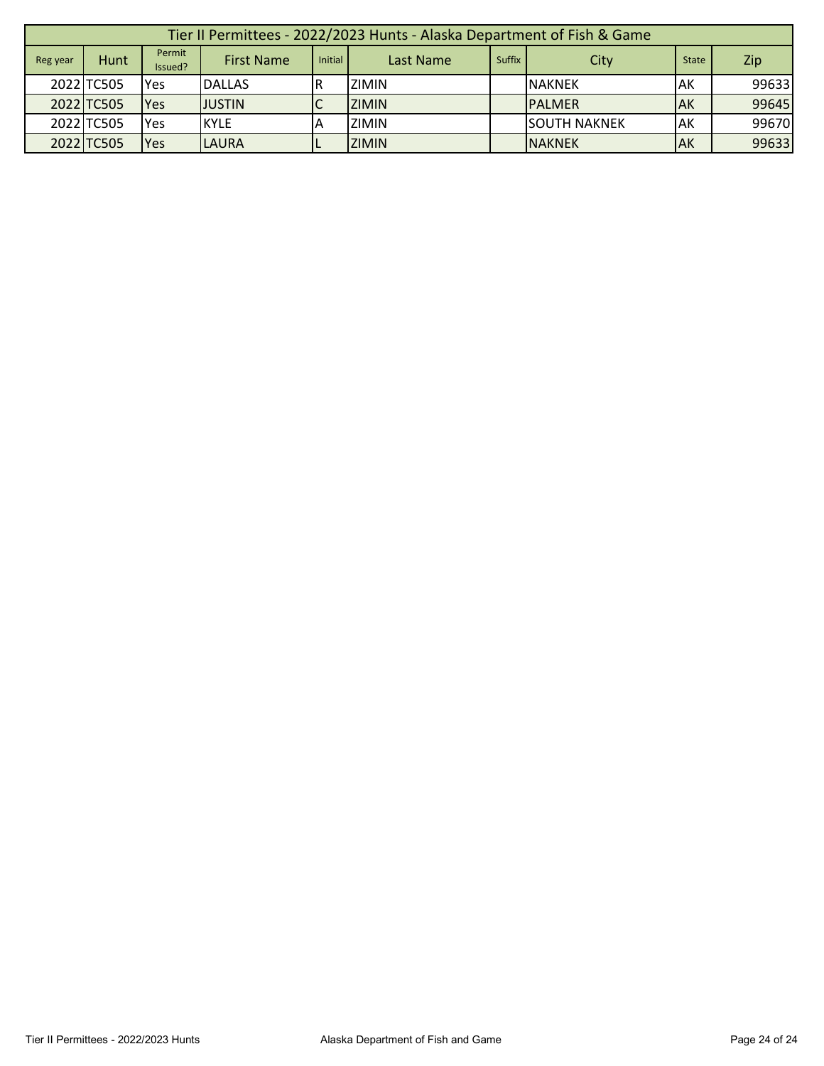| Tier II Permittees - 2022/2023 Hunts - Alaska Department of Fish & Game | | | | | | | | | |
|---|---|---|---|---|---|---|---|---|---|
| Reg year | Hunt | Permit Issued? | First Name | Initial | Last Name | Suffix | City | State | Zip |
| 2022 | TC505 | Yes | DALLAS | R | ZIMIN | | NAKNEK | AK | 99633 |
| 2022 | TC505 | Yes | JUSTIN | C | ZIMIN | | PALMER | AK | 99645 |
| 2022 | TC505 | Yes | KYLE | A | ZIMIN | | SOUTH NAKNEK | AK | 99670 |
| 2022 | TC505 | Yes | LAURA | L | ZIMIN | | NAKNEK | AK | 99633 |